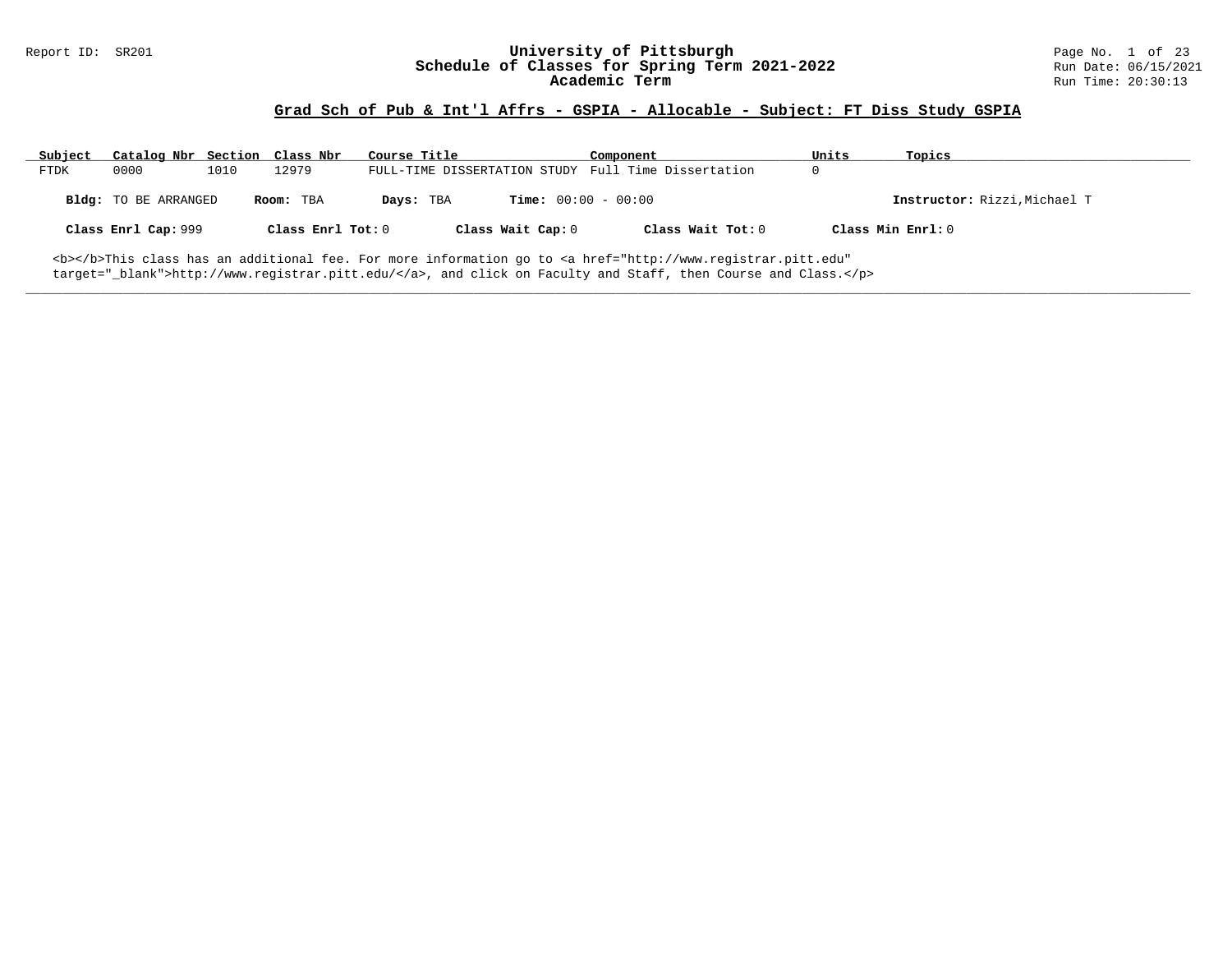Report ID: SR201

# University of Pittsburgh
## Schedule of Classes for Spring Term 2021-2022
### Academic Term

Run Date: 06/15/2021
Run Time: 20:30:13

**Grad Sch of Pub & Int'l Affrs - GSPIA - Allocable - Subject: FT Diss Study GSPIA**

| Subject | Catalog Nbr | Section | Class Nbr | Course Title | Component | Units | Topics |
|---|---|---|---|---|---|---|---|
| FTDK | 0000 | 1010 | 12979 | FULL-TIME DISSERTATION STUDY | Full Time Dissertation | 0 | |

**Bldg:** TO BE ARRANGED **Room:** TBA **Days:** TBA **Time:** 00:00 - 00:00 **Instructor:** Rizzi,Michael T

**Class Enrl Cap:** 999 **Class Enrl Tot:** 0 **Class Wait Cap:** 0 **Class Wait Tot:** 0 **Class Min Enrl:** 0

<b></b>This class has an additional fee. For more information go to <a href="http://www.registrar.pitt.edu" target="_blank">http://www.registrar.pitt.edu/</a>, and click on Faculty and Staff, then Course and Class.</p>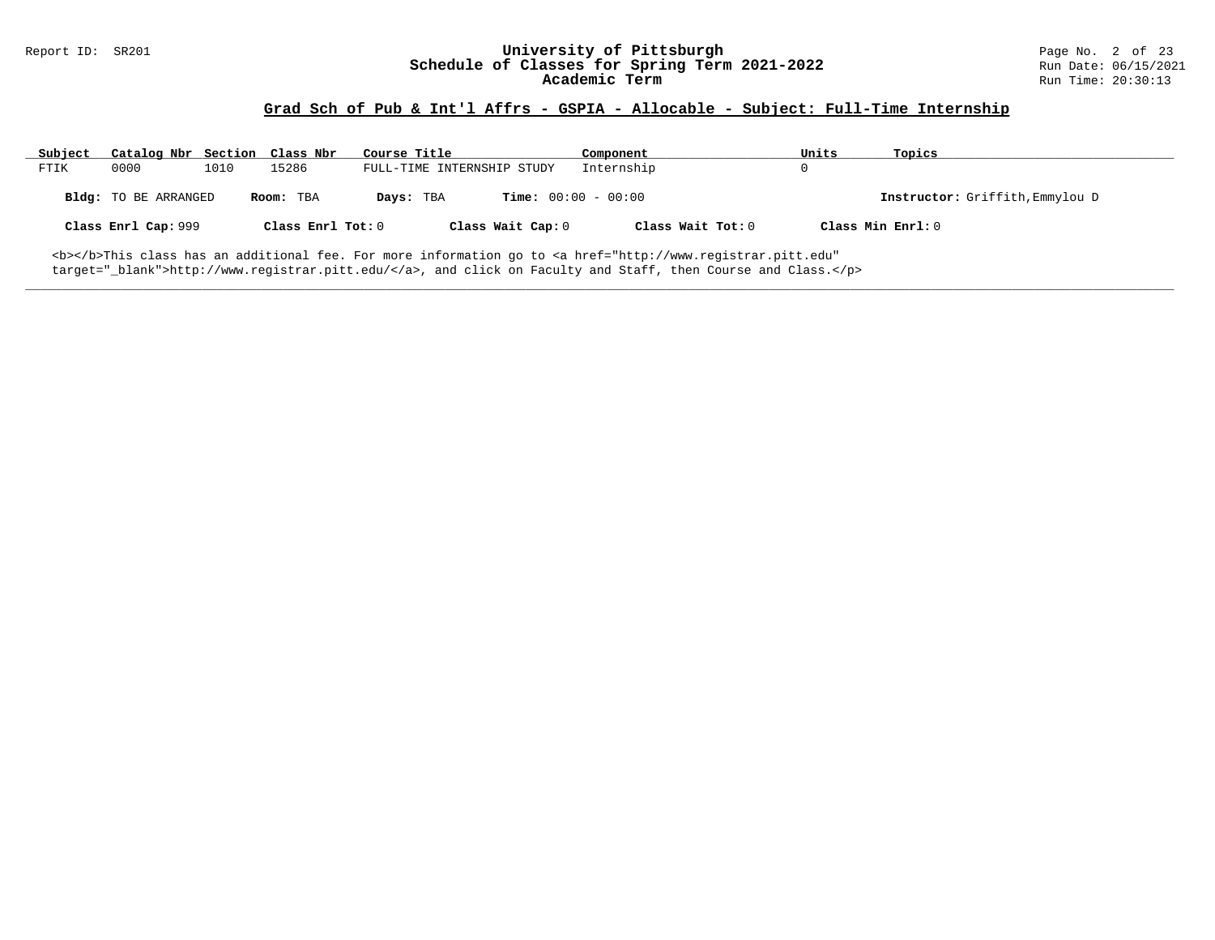## Grad Sch of Pub & Int'l Affrs - GSPIA - Allocable - Subject: Full-Time Internship

| Subject | Catalog Nbr | Section | Class Nbr | Course Title | Component | Units | Topics |
|---|---|---|---|---|---|---|---|
| FTIK | 0000 | 1010 | 15286 | FULL-TIME INTERNSHIP STUDY | Internship | 0 | |

**Bldg:** TO BE ARRANGED **Room:** TBA **Days:** TBA **Time:** 00:00 - 00:00 **Instructor:** Griffith,Emmylou D

**Class Enrl Cap:** 999 **Class Enrl Tot:** 0 **Class Wait Cap:** 0 **Class Wait Tot:** 0 **Class Min Enrl:** 0

<b></b>This class has an additional fee. For more information go to <a href="http://www.registrar.pitt.edu" target="_blank">http://www.registrar.pitt.edu/</a>, and click on Faculty and Staff, then Course and Class.</p>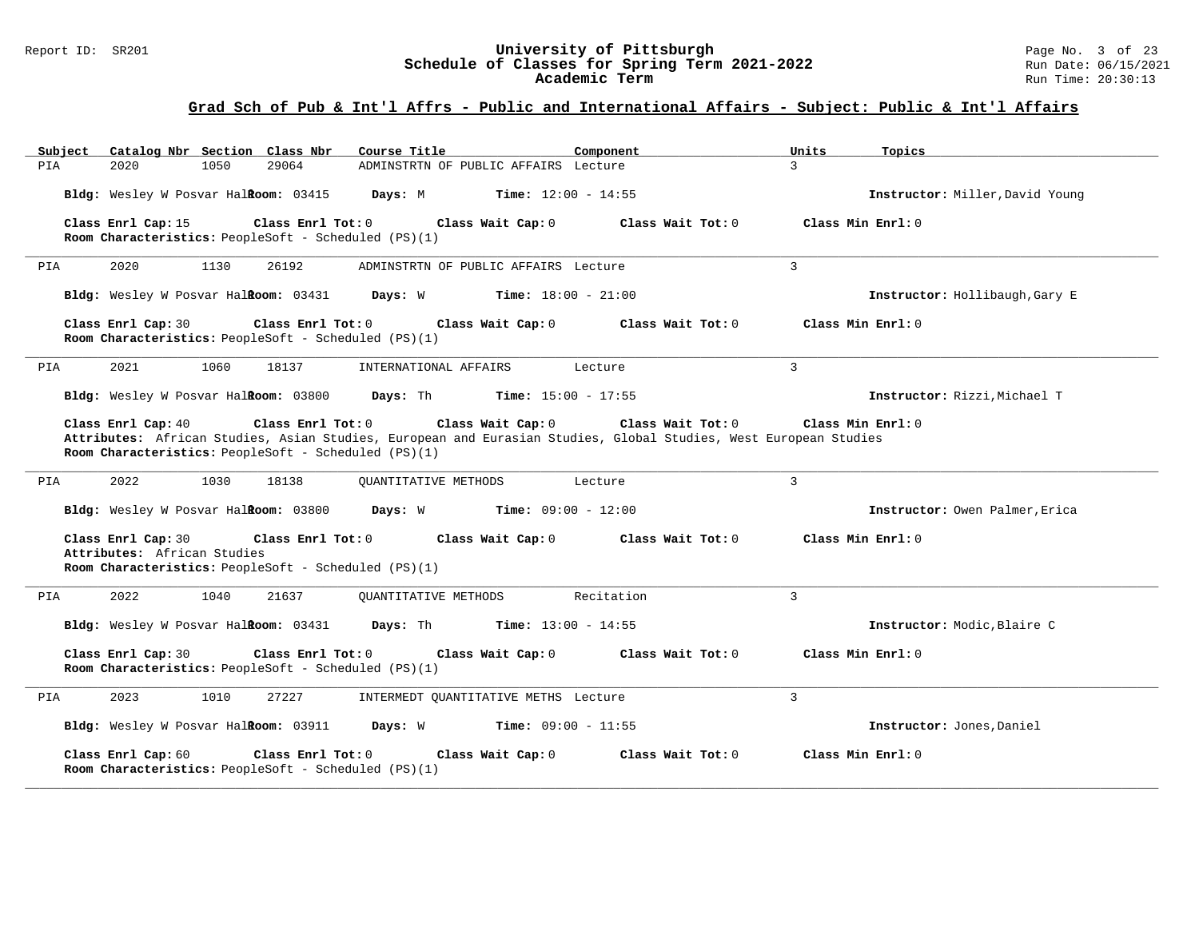## Grad Sch of Pub & Int'l Affrs - Public and International Affairs - Subject: Public & Int'l Affairs

| Subject | Catalog Nbr | Section | Class Nbr | Course Title | Component | Units | Topics |
|---|---|---|---|---|---|---|---|
| PIA | 2020 | 1050 | 29064 | ADMINSTRTN OF PUBLIC AFFAIRS | Lecture | 3 | |

**Bldg:** Wesley W Posvar Hall **Room:** 03415 **Days:** M **Time:** 12:00 - 14:55 **Instructor:** Miller,David Young

**Class Enrl Cap:** 15 **Class Enrl Tot:** 0 **Class Wait Cap:** 0 **Class Wait Tot:** 0 **Class Min Enrl:** 0

**Room Characteristics:** PeopleSoft - Scheduled (PS)(1)

---

| Subject | Catalog Nbr | Section | Class Nbr | Course Title | Component | Units | Topics |
|---|---|---|---|---|---|---|---|
| PIA | 2020 | 1130 | 26192 | ADMINSTRTN OF PUBLIC AFFAIRS | Lecture | 3 | |

**Bldg:** Wesley W Posvar Hall **Room:** 03431 **Days:** W **Time:** 18:00 - 21:00 **Instructor:** Hollibaugh,Gary E

**Class Enrl Cap:** 30 **Class Enrl Tot:** 0 **Class Wait Cap:** 0 **Class Wait Tot:** 0 **Class Min Enrl:** 0

**Room Characteristics:** PeopleSoft - Scheduled (PS)(1)

---

| Subject | Catalog Nbr | Section | Class Nbr | Course Title | Component | Units | Topics |
|---|---|---|---|---|---|---|---|
| PIA | 2021 | 1060 | 18137 | INTERNATIONAL AFFAIRS | Lecture | 3 | |

**Bldg:** Wesley W Posvar Hall **Room:** 03800 **Days:** Th **Time:** 15:00 - 17:55 **Instructor:** Rizzi,Michael T

**Class Enrl Cap:** 40 **Class Enrl Tot:** 0 **Class Wait Cap:** 0 **Class Wait Tot:** 0 **Class Min Enrl:** 0

**Attributes:** African Studies, Asian Studies, European and Eurasian Studies, Global Studies, West European Studies

**Room Characteristics:** PeopleSoft - Scheduled (PS)(1)

---

| Subject | Catalog Nbr | Section | Class Nbr | Course Title | Component | Units | Topics |
|---|---|---|---|---|---|---|---|
| PIA | 2022 | 1030 | 18138 | QUANTITATIVE METHODS | Lecture | 3 | |

**Bldg:** Wesley W Posvar Hall **Room:** 03800 **Days:** W **Time:** 09:00 - 12:00 **Instructor:** Owen Palmer,Erica

**Class Enrl Cap:** 30 **Class Enrl Tot:** 0 **Class Wait Cap:** 0 **Class Wait Tot:** 0 **Class Min Enrl:** 0

**Attributes:** African Studies

**Room Characteristics:** PeopleSoft - Scheduled (PS)(1)

---

| Subject | Catalog Nbr | Section | Class Nbr | Course Title | Component | Units | Topics |
|---|---|---|---|---|---|---|---|
| PIA | 2022 | 1040 | 21637 | QUANTITATIVE METHODS | Recitation | 3 | |

**Bldg:** Wesley W Posvar Hall **Room:** 03431 **Days:** Th **Time:** 13:00 - 14:55 **Instructor:** Modic,Blaire C

**Class Enrl Cap:** 30 **Class Enrl Tot:** 0 **Class Wait Cap:** 0 **Class Wait Tot:** 0 **Class Min Enrl:** 0

**Room Characteristics:** PeopleSoft - Scheduled (PS)(1)

---

| Subject | Catalog Nbr | Section | Class Nbr | Course Title | Component | Units | Topics |
|---|---|---|---|---|---|---|---|
| PIA | 2023 | 1010 | 27227 | INTERMEDT QUANTITATIVE METHS | Lecture | 3 | |

**Bldg:** Wesley W Posvar Hall **Room:** 03911 **Days:** W **Time:** 09:00 - 11:55 **Instructor:** Jones,Daniel

**Class Enrl Cap:** 60 **Class Enrl Tot:** 0 **Class Wait Cap:** 0 **Class Wait Tot:** 0 **Class Min Enrl:** 0

**Room Characteristics:** PeopleSoft - Scheduled (PS)(1)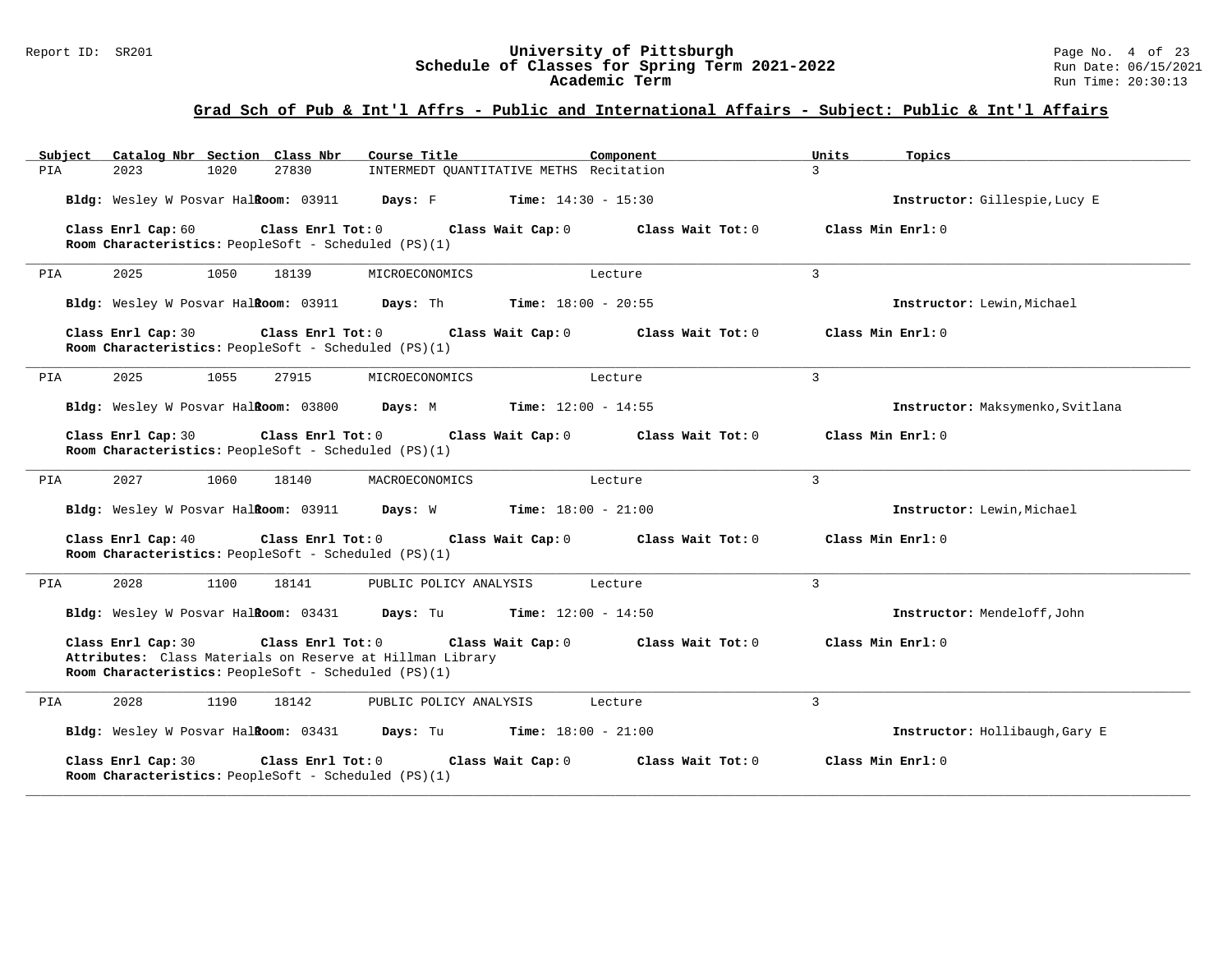## Grad Sch of Pub & Int'l Affrs - Public and International Affairs - Subject: Public & Int'l Affairs

| Subject | Catalog Nbr | Section | Class Nbr | Course Title | Component | Units | Topics |
|---|---|---|---|---|---|---|---|
| PIA | 2023 | 1020 | 27830 | INTERMEDT QUANTITATIVE METHS | Recitation | 3 | |

**Bldg:** Wesley W Posvar Hall **Room:** 03911 **Days:** F **Time:** 14:30 - 15:30 **Instructor:** Gillespie,Lucy E

**Class Enrl Cap:** 60 **Class Enrl Tot:** 0 **Class Wait Cap:** 0 **Class Wait Tot:** 0 **Class Min Enrl:** 0
**Room Characteristics:** PeopleSoft - Scheduled (PS)(1)

---

| Subject | Catalog Nbr | Section | Class Nbr | Course Title | Component | Units | Topics |
|---|---|---|---|---|---|---|---|
| PIA | 2025 | 1050 | 18139 | MICROECONOMICS | Lecture | 3 | |

**Bldg:** Wesley W Posvar Hall **Room:** 03911 **Days:** Th **Time:** 18:00 - 20:55 **Instructor:** Lewin,Michael

**Class Enrl Cap:** 30 **Class Enrl Tot:** 0 **Class Wait Cap:** 0 **Class Wait Tot:** 0 **Class Min Enrl:** 0
**Room Characteristics:** PeopleSoft - Scheduled (PS)(1)

---

| Subject | Catalog Nbr | Section | Class Nbr | Course Title | Component | Units | Topics |
|---|---|---|---|---|---|---|---|
| PIA | 2025 | 1055 | 27915 | MICROECONOMICS | Lecture | 3 | |

**Bldg:** Wesley W Posvar Hall **Room:** 03800 **Days:** M **Time:** 12:00 - 14:55 **Instructor:** Maksymenko,Svitlana

**Class Enrl Cap:** 30 **Class Enrl Tot:** 0 **Class Wait Cap:** 0 **Class Wait Tot:** 0 **Class Min Enrl:** 0
**Room Characteristics:** PeopleSoft - Scheduled (PS)(1)

---

| Subject | Catalog Nbr | Section | Class Nbr | Course Title | Component | Units | Topics |
|---|---|---|---|---|---|---|---|
| PIA | 2027 | 1060 | 18140 | MACROECONOMICS | Lecture | 3 | |

**Bldg:** Wesley W Posvar Hall **Room:** 03911 **Days:** W **Time:** 18:00 - 21:00 **Instructor:** Lewin,Michael

**Class Enrl Cap:** 40 **Class Enrl Tot:** 0 **Class Wait Cap:** 0 **Class Wait Tot:** 0 **Class Min Enrl:** 0
**Room Characteristics:** PeopleSoft - Scheduled (PS)(1)

---

| Subject | Catalog Nbr | Section | Class Nbr | Course Title | Component | Units | Topics |
|---|---|---|---|---|---|---|---|
| PIA | 2028 | 1100 | 18141 | PUBLIC POLICY ANALYSIS | Lecture | 3 | |

**Bldg:** Wesley W Posvar Hall **Room:** 03431 **Days:** Tu **Time:** 12:00 - 14:50 **Instructor:** Mendeloff,John

**Class Enrl Cap:** 30 **Class Enrl Tot:** 0 **Class Wait Cap:** 0 **Class Wait Tot:** 0 **Class Min Enrl:** 0
**Attributes:** Class Materials on Reserve at Hillman Library
**Room Characteristics:** PeopleSoft - Scheduled (PS)(1)

---

| Subject | Catalog Nbr | Section | Class Nbr | Course Title | Component | Units | Topics |
|---|---|---|---|---|---|---|---|
| PIA | 2028 | 1190 | 18142 | PUBLIC POLICY ANALYSIS | Lecture | 3 | |

**Bldg:** Wesley W Posvar Hall **Room:** 03431 **Days:** Tu **Time:** 18:00 - 21:00 **Instructor:** Hollibaugh,Gary E

**Class Enrl Cap:** 30 **Class Enrl Tot:** 0 **Class Wait Cap:** 0 **Class Wait Tot:** 0 **Class Min Enrl:** 0
**Room Characteristics:** PeopleSoft - Scheduled (PS)(1)

---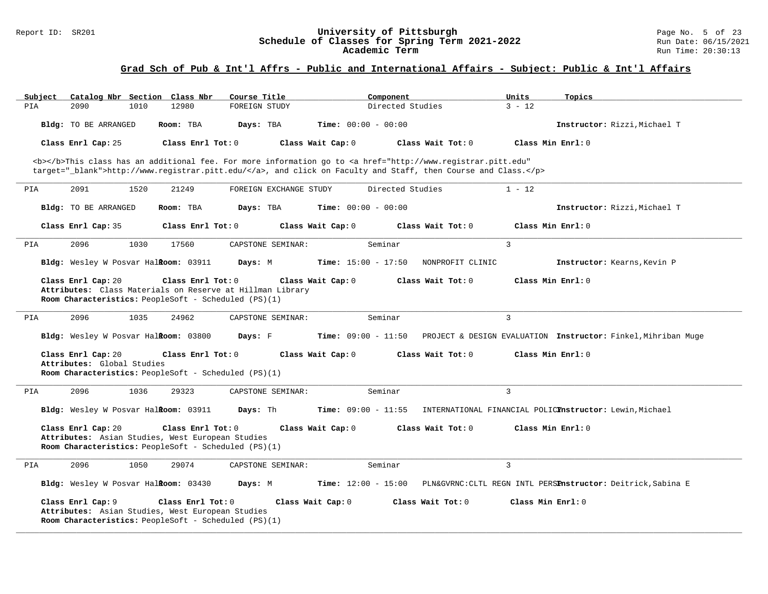## Grad Sch of Pub & Int'l Affrs - Public and International Affairs - Subject: Public & Int'l Affairs

| Subject | Catalog Nbr | Section | Class Nbr | Course Title | Component | Units | Topics |
|---|---|---|---|---|---|---|---|
| PIA | 2090 | 1010 | 12980 | FOREIGN STUDY | Directed Studies | 3 - 12 | |

**Bldg:** TO BE ARRANGED **Room:** TBA **Days:** TBA **Time:** 00:00 - 00:00 **Instructor:** Rizzi,Michael T

**Class Enrl Cap:** 25 **Class Enrl Tot:** 0 **Class Wait Cap:** 0 **Class Wait Tot:** 0 **Class Min Enrl:** 0

<b></b>This class has an additional fee. For more information go to <a href="http://www.registrar.pitt.edu" target="_blank">http://www.registrar.pitt.edu/</a>, and click on Faculty and Staff, then Course and Class.</p>

---

| Subject | Catalog Nbr | Section | Class Nbr | Course Title | Component | Units | Topics |
|---|---|---|---|---|---|---|---|
| PIA | 2091 | 1520 | 21249 | FOREIGN EXCHANGE STUDY | Directed Studies | 1 - 12 | |

**Bldg:** TO BE ARRANGED **Room:** TBA **Days:** TBA **Time:** 00:00 - 00:00 **Instructor:** Rizzi,Michael T

**Class Enrl Cap:** 35 **Class Enrl Tot:** 0 **Class Wait Cap:** 0 **Class Wait Tot:** 0 **Class Min Enrl:** 0

---

| Subject | Catalog Nbr | Section | Class Nbr | Course Title | Component | Units | Topics |
|---|---|---|---|---|---|---|---|
| PIA | 2096 | 1030 | 17560 | CAPSTONE SEMINAR: | Seminar | 3 | |

**Bldg:** Wesley W Posvar Hall **Room:** 03911 **Days:** M **Time:** 15:00 - 17:50 NONPROFIT CLINIC **Instructor:** Kearns,Kevin P

**Class Enrl Cap:** 20 **Class Enrl Tot:** 0 **Class Wait Cap:** 0 **Class Wait Tot:** 0 **Class Min Enrl:** 0

**Attributes:** Class Materials on Reserve at Hillman Library

**Room Characteristics:** PeopleSoft - Scheduled (PS)(1)

---

| Subject | Catalog Nbr | Section | Class Nbr | Course Title | Component | Units | Topics |
|---|---|---|---|---|---|---|---|
| PIA | 2096 | 1035 | 24962 | CAPSTONE SEMINAR: | Seminar | 3 | |

**Bldg:** Wesley W Posvar Hall **Room:** 03800 **Days:** F **Time:** 09:00 - 11:50 PROJECT & DESIGN EVALUATION **Instructor:** Finkel,Mihriban Muge

**Class Enrl Cap:** 20 **Class Enrl Tot:** 0 **Class Wait Cap:** 0 **Class Wait Tot:** 0 **Class Min Enrl:** 0

**Attributes:** Global Studies

**Room Characteristics:** PeopleSoft - Scheduled (PS)(1)

---

| Subject | Catalog Nbr | Section | Class Nbr | Course Title | Component | Units | Topics |
|---|---|---|---|---|---|---|---|
| PIA | 2096 | 1036 | 29323 | CAPSTONE SEMINAR: | Seminar | 3 | |

**Bldg:** Wesley W Posvar Hall **Room:** 03911 **Days:** Th **Time:** 09:00 - 11:55 INTERNATIONAL FINANCIAL POLICY **Instructor:** Lewin,Michael

**Class Enrl Cap:** 20 **Class Enrl Tot:** 0 **Class Wait Cap:** 0 **Class Wait Tot:** 0 **Class Min Enrl:** 0

**Attributes:** Asian Studies, West European Studies

**Room Characteristics:** PeopleSoft - Scheduled (PS)(1)

---

| Subject | Catalog Nbr | Section | Class Nbr | Course Title | Component | Units | Topics |
|---|---|---|---|---|---|---|---|
| PIA | 2096 | 1050 | 29074 | CAPSTONE SEMINAR: | Seminar | 3 | |

**Bldg:** Wesley W Posvar Hall **Room:** 03430 **Days:** M **Time:** 12:00 - 15:00 PLN&GVRNC:CLTL REGN INTL PERSP **Instructor:** Deitrick,Sabina E

**Class Enrl Cap:** 9 **Class Enrl Tot:** 0 **Class Wait Cap:** 0 **Class Wait Tot:** 0 **Class Min Enrl:** 0

**Attributes:** Asian Studies, West European Studies

**Room Characteristics:** PeopleSoft - Scheduled (PS)(1)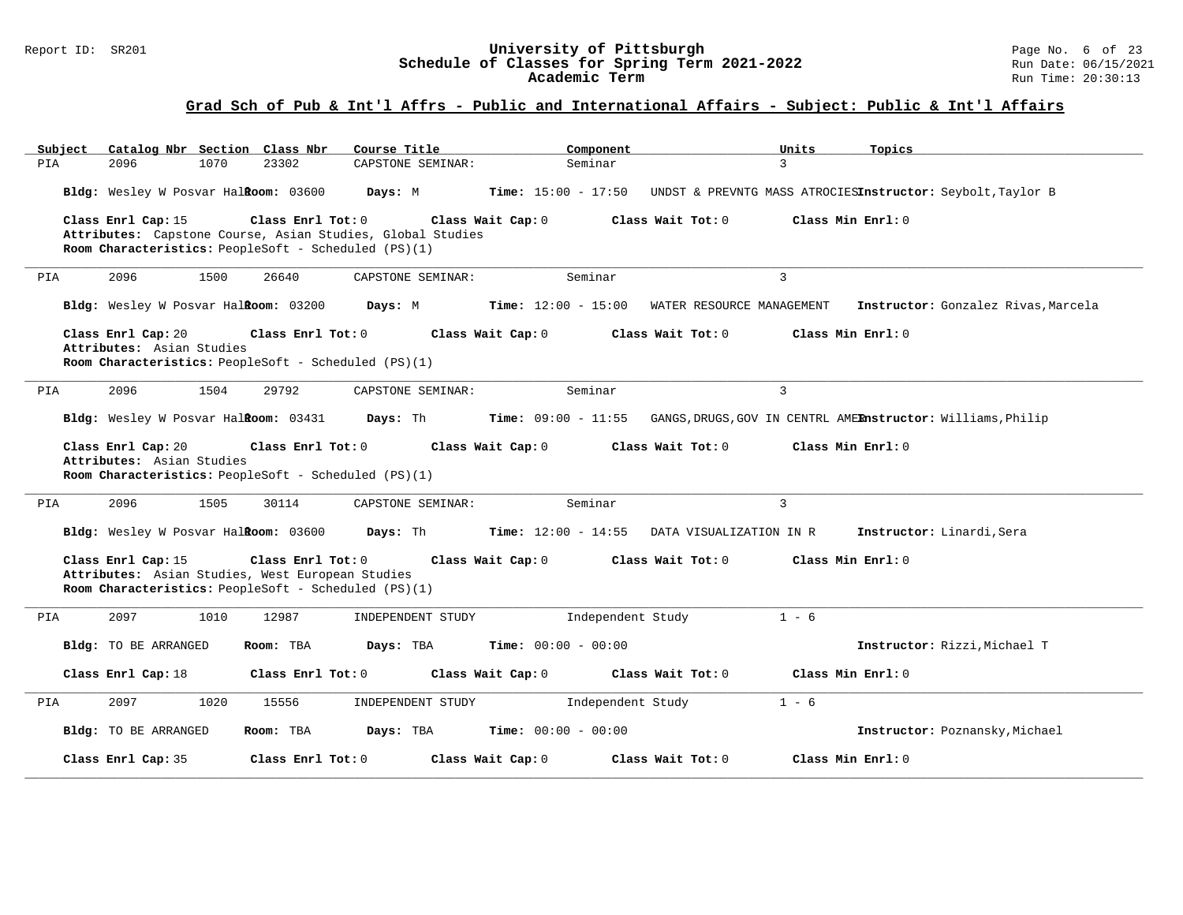## Grad Sch of Pub & Int'l Affrs - Public and International Affairs - Subject: Public & Int'l Affairs

| Subject | Catalog Nbr | Section | Class Nbr | Course Title | Component | Units | Topics |
|---|---|---|---|---|---|---|---|
| PIA | 2096 | 1070 | 23302 | CAPSTONE SEMINAR: | Seminar | 3 | |

**Bldg:** Wesley W Posvar Hall **Room:** 03600 **Days:** M **Time:** 15:00 - 17:50 UNDST & PREVNTG MASS ATROCIES **Instructor:** Seybolt,Taylor B

**Class Enrl Cap:** 15 **Class Enrl Tot:** 0 **Class Wait Cap:** 0 **Class Wait Tot:** 0 **Class Min Enrl:** 0

**Attributes:** Capstone Course, Asian Studies, Global Studies

**Room Characteristics:** PeopleSoft - Scheduled (PS)(1)

---

| Subject | Catalog Nbr | Section | Class Nbr | Course Title | Component | Units | Topics |
|---|---|---|---|---|---|---|---|
| PIA | 2096 | 1500 | 26640 | CAPSTONE SEMINAR: | Seminar | 3 | |

**Bldg:** Wesley W Posvar Hall **Room:** 03200 **Days:** M **Time:** 12:00 - 15:00 WATER RESOURCE MANAGEMENT **Instructor:** Gonzalez Rivas,Marcela

**Class Enrl Cap:** 20 **Class Enrl Tot:** 0 **Class Wait Cap:** 0 **Class Wait Tot:** 0 **Class Min Enrl:** 0

**Attributes:** Asian Studies

**Room Characteristics:** PeopleSoft - Scheduled (PS)(1)

---

| Subject | Catalog Nbr | Section | Class Nbr | Course Title | Component | Units | Topics |
|---|---|---|---|---|---|---|---|
| PIA | 2096 | 1504 | 29792 | CAPSTONE SEMINAR: | Seminar | 3 | |

**Bldg:** Wesley W Posvar Hall **Room:** 03431 **Days:** Th **Time:** 09:00 - 11:55 GANGS,DRUGS,GOV IN CENTRL AMER **Instructor:** Williams,Philip

**Class Enrl Cap:** 20 **Class Enrl Tot:** 0 **Class Wait Cap:** 0 **Class Wait Tot:** 0 **Class Min Enrl:** 0

**Attributes:** Asian Studies

**Room Characteristics:** PeopleSoft - Scheduled (PS)(1)

---

| Subject | Catalog Nbr | Section | Class Nbr | Course Title | Component | Units | Topics |
|---|---|---|---|---|---|---|---|
| PIA | 2096 | 1505 | 30114 | CAPSTONE SEMINAR: | Seminar | 3 | |

**Bldg:** Wesley W Posvar Hall **Room:** 03600 **Days:** Th **Time:** 12:00 - 14:55 DATA VISUALIZATION IN R **Instructor:** Linardi,Sera

**Class Enrl Cap:** 15 **Class Enrl Tot:** 0 **Class Wait Cap:** 0 **Class Wait Tot:** 0 **Class Min Enrl:** 0

**Attributes:** Asian Studies, West European Studies

**Room Characteristics:** PeopleSoft - Scheduled (PS)(1)

---

| Subject | Catalog Nbr | Section | Class Nbr | Course Title | Component | Units | Topics |
|---|---|---|---|---|---|---|---|
| PIA | 2097 | 1010 | 12987 | INDEPENDENT STUDY | Independent Study | 1 - 6 | |

**Bldg:** TO BE ARRANGED **Room:** TBA **Days:** TBA **Time:** 00:00 - 00:00 **Instructor:** Rizzi,Michael T

**Class Enrl Cap:** 18 **Class Enrl Tot:** 0 **Class Wait Cap:** 0 **Class Wait Tot:** 0 **Class Min Enrl:** 0

---

| Subject | Catalog Nbr | Section | Class Nbr | Course Title | Component | Units | Topics |
|---|---|---|---|---|---|---|---|
| PIA | 2097 | 1020 | 15556 | INDEPENDENT STUDY | Independent Study | 1 - 6 | |

**Bldg:** TO BE ARRANGED **Room:** TBA **Days:** TBA **Time:** 00:00 - 00:00 **Instructor:** Poznansky,Michael

**Class Enrl Cap:** 35 **Class Enrl Tot:** 0 **Class Wait Cap:** 0 **Class Wait Tot:** 0 **Class Min Enrl:** 0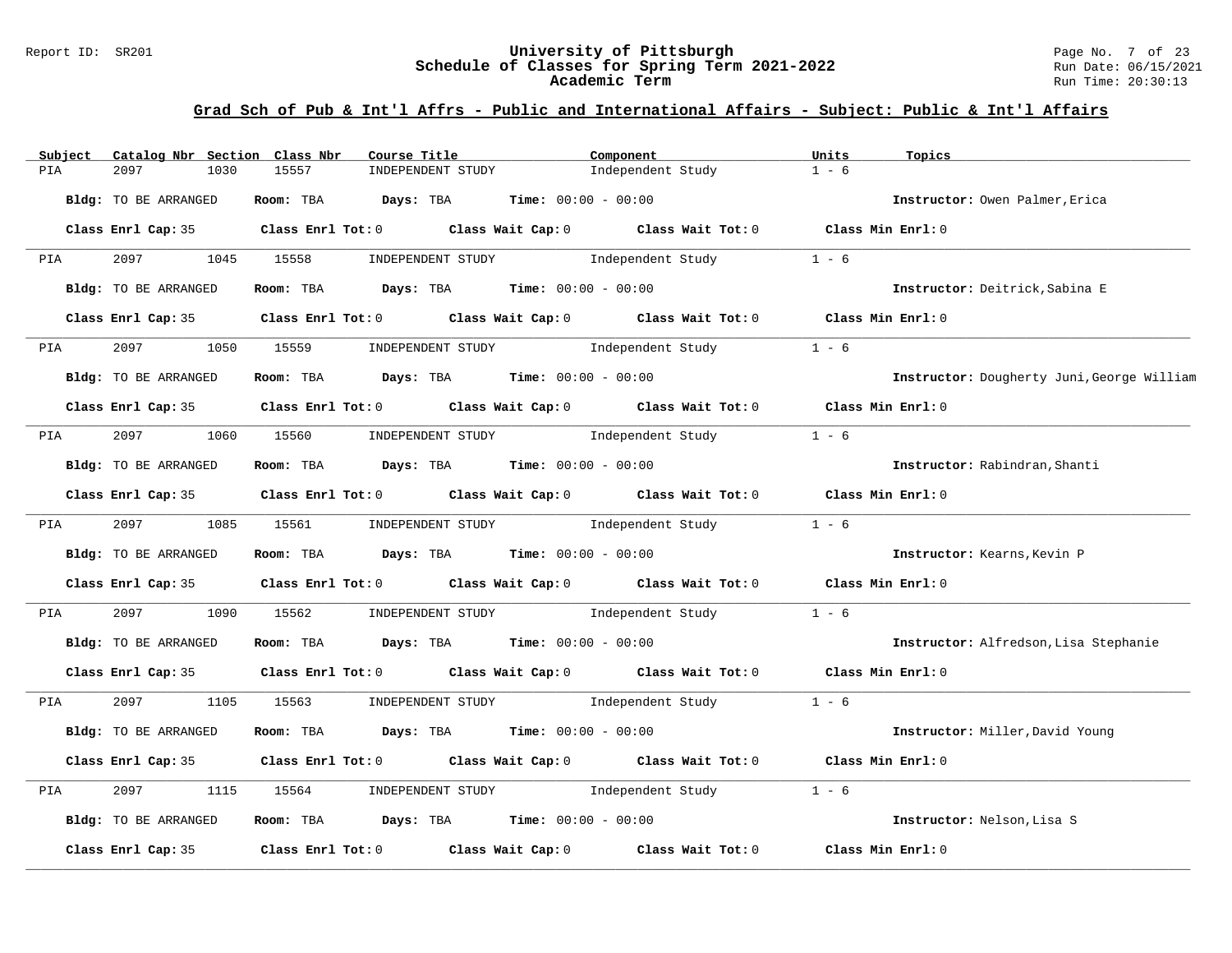## Grad Sch of Pub & Int'l Affrs - Public and International Affairs - Subject: Public & Int'l Affairs

| Subject | Catalog Nbr | Section | Class Nbr | Course Title | Component | Units | Topics |
|---|---|---|---|---|---|---|---|
| PIA | 2097 | 1030 | 15557 | INDEPENDENT STUDY | Independent Study | 1 - 6 | |

**Bldg:** TO BE ARRANGED **Room:** TBA **Days:** TBA **Time:** 00:00 - 00:00 **Instructor:** Owen Palmer,Erica

**Class Enrl Cap:** 35 **Class Enrl Tot:** 0 **Class Wait Cap:** 0 **Class Wait Tot:** 0 **Class Min Enrl:** 0

| Subject | Catalog Nbr | Section | Class Nbr | Course Title | Component | Units | Topics |
|---|---|---|---|---|---|---|---|
| PIA | 2097 | 1045 | 15558 | INDEPENDENT STUDY | Independent Study | 1 - 6 | |

**Bldg:** TO BE ARRANGED **Room:** TBA **Days:** TBA **Time:** 00:00 - 00:00 **Instructor:** Deitrick,Sabina E

**Class Enrl Cap:** 35 **Class Enrl Tot:** 0 **Class Wait Cap:** 0 **Class Wait Tot:** 0 **Class Min Enrl:** 0

| Subject | Catalog Nbr | Section | Class Nbr | Course Title | Component | Units | Topics |
|---|---|---|---|---|---|---|---|
| PIA | 2097 | 1050 | 15559 | INDEPENDENT STUDY | Independent Study | 1 - 6 | |

**Bldg:** TO BE ARRANGED **Room:** TBA **Days:** TBA **Time:** 00:00 - 00:00 **Instructor:** Dougherty Juni,George William

**Class Enrl Cap:** 35 **Class Enrl Tot:** 0 **Class Wait Cap:** 0 **Class Wait Tot:** 0 **Class Min Enrl:** 0

| Subject | Catalog Nbr | Section | Class Nbr | Course Title | Component | Units | Topics |
|---|---|---|---|---|---|---|---|
| PIA | 2097 | 1060 | 15560 | INDEPENDENT STUDY | Independent Study | 1 - 6 | |

**Bldg:** TO BE ARRANGED **Room:** TBA **Days:** TBA **Time:** 00:00 - 00:00 **Instructor:** Rabindran,Shanti

**Class Enrl Cap:** 35 **Class Enrl Tot:** 0 **Class Wait Cap:** 0 **Class Wait Tot:** 0 **Class Min Enrl:** 0

| Subject | Catalog Nbr | Section | Class Nbr | Course Title | Component | Units | Topics |
|---|---|---|---|---|---|---|---|
| PIA | 2097 | 1085 | 15561 | INDEPENDENT STUDY | Independent Study | 1 - 6 | |

**Bldg:** TO BE ARRANGED **Room:** TBA **Days:** TBA **Time:** 00:00 - 00:00 **Instructor:** Kearns,Kevin P

**Class Enrl Cap:** 35 **Class Enrl Tot:** 0 **Class Wait Cap:** 0 **Class Wait Tot:** 0 **Class Min Enrl:** 0

| Subject | Catalog Nbr | Section | Class Nbr | Course Title | Component | Units | Topics |
|---|---|---|---|---|---|---|---|
| PIA | 2097 | 1090 | 15562 | INDEPENDENT STUDY | Independent Study | 1 - 6 | |

**Bldg:** TO BE ARRANGED **Room:** TBA **Days:** TBA **Time:** 00:00 - 00:00 **Instructor:** Alfredson,Lisa Stephanie

**Class Enrl Cap:** 35 **Class Enrl Tot:** 0 **Class Wait Cap:** 0 **Class Wait Tot:** 0 **Class Min Enrl:** 0

| Subject | Catalog Nbr | Section | Class Nbr | Course Title | Component | Units | Topics |
|---|---|---|---|---|---|---|---|
| PIA | 2097 | 1105 | 15563 | INDEPENDENT STUDY | Independent Study | 1 - 6 | |

**Bldg:** TO BE ARRANGED **Room:** TBA **Days:** TBA **Time:** 00:00 - 00:00 **Instructor:** Miller,David Young

**Class Enrl Cap:** 35 **Class Enrl Tot:** 0 **Class Wait Cap:** 0 **Class Wait Tot:** 0 **Class Min Enrl:** 0

| Subject | Catalog Nbr | Section | Class Nbr | Course Title | Component | Units | Topics |
|---|---|---|---|---|---|---|---|
| PIA | 2097 | 1115 | 15564 | INDEPENDENT STUDY | Independent Study | 1 - 6 | |

**Bldg:** TO BE ARRANGED **Room:** TBA **Days:** TBA **Time:** 00:00 - 00:00 **Instructor:** Nelson,Lisa S

**Class Enrl Cap:** 35 **Class Enrl Tot:** 0 **Class Wait Cap:** 0 **Class Wait Tot:** 0 **Class Min Enrl:** 0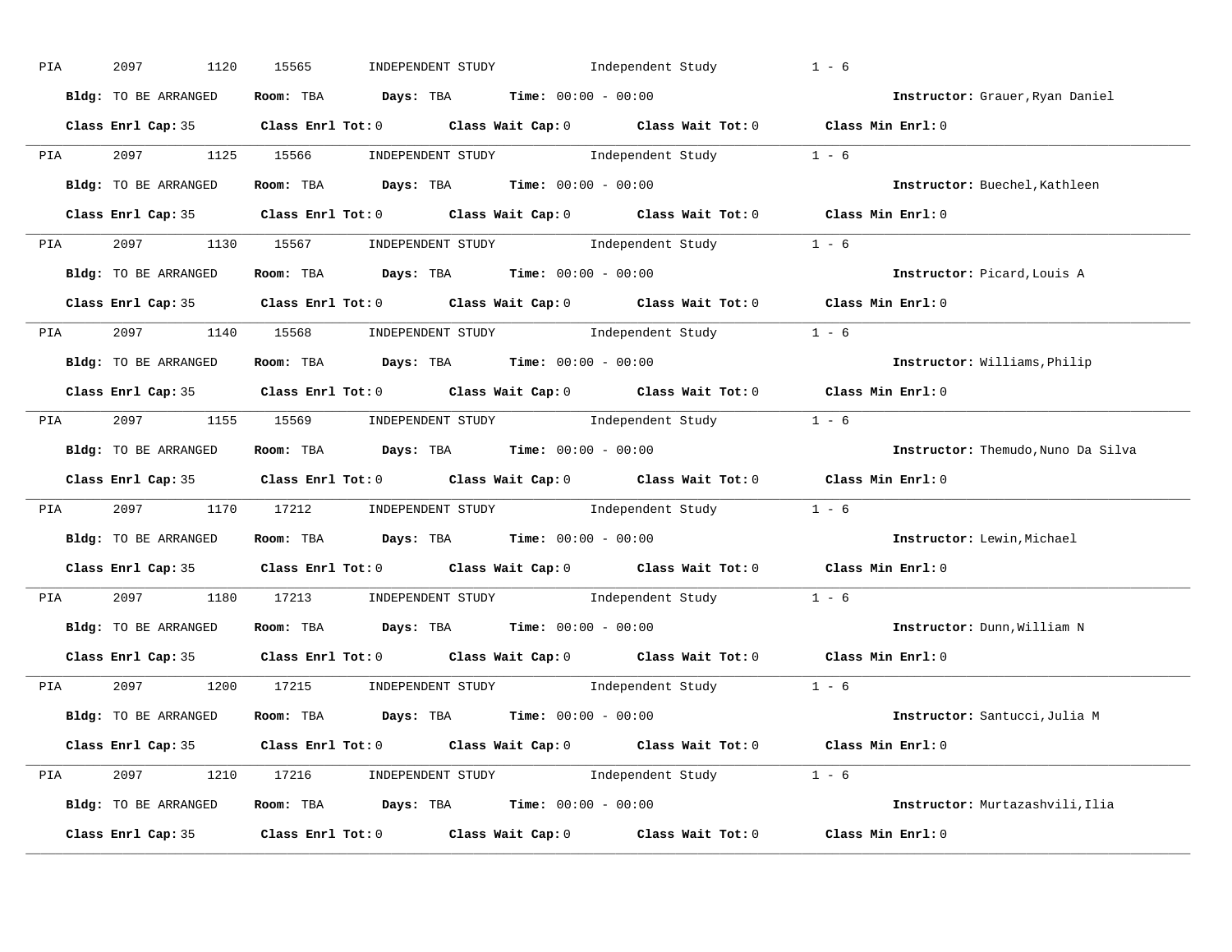PIA 2097 1120 15565 INDEPENDENT STUDY Independent Study 1 - 6

**Bldg:** TO BE ARRANGED **Room:** TBA **Days:** TBA **Time:** 00:00 - 00:00 **Instructor:** Grauer,Ryan Daniel

**Class Enrl Cap:** 35 **Class Enrl Tot:** 0 **Class Wait Cap:** 0 **Class Wait Tot:** 0 **Class Min Enrl:** 0

---

PIA 2097 1125 15566 INDEPENDENT STUDY Independent Study 1 - 6

**Bldg:** TO BE ARRANGED **Room:** TBA **Days:** TBA **Time:** 00:00 - 00:00 **Instructor:** Buechel,Kathleen

**Class Enrl Cap:** 35 **Class Enrl Tot:** 0 **Class Wait Cap:** 0 **Class Wait Tot:** 0 **Class Min Enrl:** 0

---

PIA 2097 1130 15567 INDEPENDENT STUDY Independent Study 1 - 6

**Bldg:** TO BE ARRANGED **Room:** TBA **Days:** TBA **Time:** 00:00 - 00:00 **Instructor:** Picard,Louis A

**Class Enrl Cap:** 35 **Class Enrl Tot:** 0 **Class Wait Cap:** 0 **Class Wait Tot:** 0 **Class Min Enrl:** 0

---

PIA 2097 1140 15568 INDEPENDENT STUDY Independent Study 1 - 6

**Bldg:** TO BE ARRANGED **Room:** TBA **Days:** TBA **Time:** 00:00 - 00:00 **Instructor:** Williams,Philip

**Class Enrl Cap:** 35 **Class Enrl Tot:** 0 **Class Wait Cap:** 0 **Class Wait Tot:** 0 **Class Min Enrl:** 0

---

PIA 2097 1155 15569 INDEPENDENT STUDY Independent Study 1 - 6

**Bldg:** TO BE ARRANGED **Room:** TBA **Days:** TBA **Time:** 00:00 - 00:00 **Instructor:** Themudo,Nuno Da Silva

**Class Enrl Cap:** 35 **Class Enrl Tot:** 0 **Class Wait Cap:** 0 **Class Wait Tot:** 0 **Class Min Enrl:** 0

---

PIA 2097 1170 17212 INDEPENDENT STUDY Independent Study 1 - 6

**Bldg:** TO BE ARRANGED **Room:** TBA **Days:** TBA **Time:** 00:00 - 00:00 **Instructor:** Lewin,Michael

**Class Enrl Cap:** 35 **Class Enrl Tot:** 0 **Class Wait Cap:** 0 **Class Wait Tot:** 0 **Class Min Enrl:** 0

---

PIA 2097 1180 17213 INDEPENDENT STUDY Independent Study 1 - 6

**Bldg:** TO BE ARRANGED **Room:** TBA **Days:** TBA **Time:** 00:00 - 00:00 **Instructor:** Dunn,William N

**Class Enrl Cap:** 35 **Class Enrl Tot:** 0 **Class Wait Cap:** 0 **Class Wait Tot:** 0 **Class Min Enrl:** 0

---

PIA 2097 1200 17215 INDEPENDENT STUDY Independent Study 1 - 6

**Bldg:** TO BE ARRANGED **Room:** TBA **Days:** TBA **Time:** 00:00 - 00:00 **Instructor:** Santucci,Julia M

**Class Enrl Cap:** 35 **Class Enrl Tot:** 0 **Class Wait Cap:** 0 **Class Wait Tot:** 0 **Class Min Enrl:** 0

---

PIA 2097 1210 17216 INDEPENDENT STUDY Independent Study 1 - 6

**Bldg:** TO BE ARRANGED **Room:** TBA **Days:** TBA **Time:** 00:00 - 00:00 **Instructor:** Murtazashvili,Ilia

**Class Enrl Cap:** 35 **Class Enrl Tot:** 0 **Class Wait Cap:** 0 **Class Wait Tot:** 0 **Class Min Enrl:** 0

---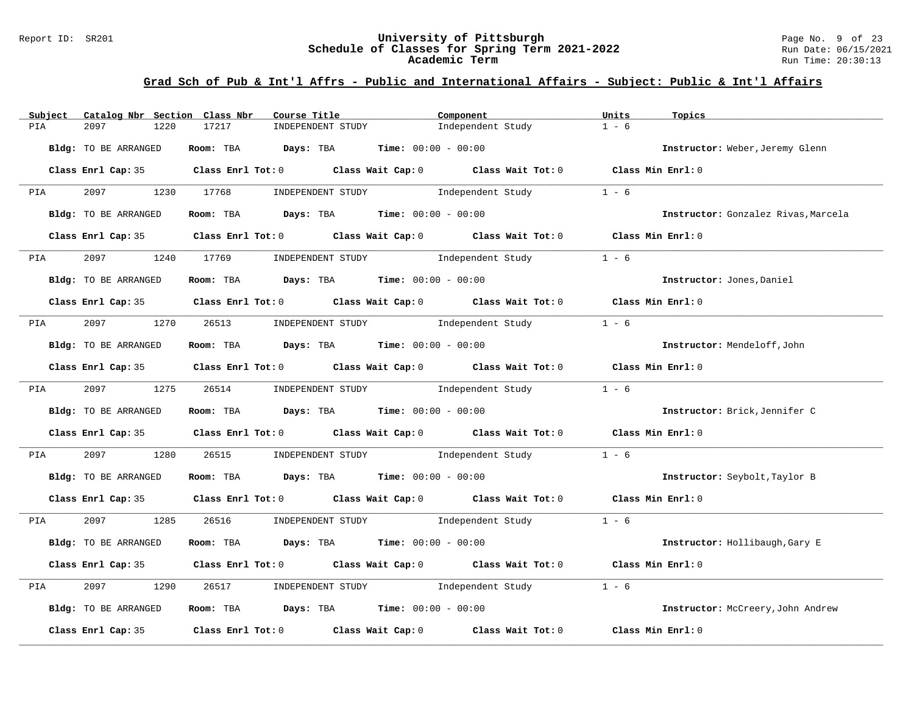## Grad Sch of Pub & Int'l Affrs - Public and International Affairs - Subject: Public & Int'l Affairs

| Subject | Catalog Nbr | Section | Class Nbr | Course Title | Component | Units | Topics |
|---|---|---|---|---|---|---|---|
| PIA | 2097 | 1220 | 17217 | INDEPENDENT STUDY | Independent Study | 1 - 6 | |

**Bldg:** TO BE ARRANGED **Room:** TBA **Days:** TBA **Time:** 00:00 - 00:00 **Instructor:** Weber,Jeremy Glenn

**Class Enrl Cap:** 35 **Class Enrl Tot:** 0 **Class Wait Cap:** 0 **Class Wait Tot:** 0 **Class Min Enrl:** 0

---

| Subject | Catalog Nbr | Section | Class Nbr | Course Title | Component | Units | Topics |
|---|---|---|---|---|---|---|---|
| PIA | 2097 | 1230 | 17768 | INDEPENDENT STUDY | Independent Study | 1 - 6 | |

**Bldg:** TO BE ARRANGED **Room:** TBA **Days:** TBA **Time:** 00:00 - 00:00 **Instructor:** Gonzalez Rivas,Marcela

**Class Enrl Cap:** 35 **Class Enrl Tot:** 0 **Class Wait Cap:** 0 **Class Wait Tot:** 0 **Class Min Enrl:** 0

---

| Subject | Catalog Nbr | Section | Class Nbr | Course Title | Component | Units | Topics |
|---|---|---|---|---|---|---|---|
| PIA | 2097 | 1240 | 17769 | INDEPENDENT STUDY | Independent Study | 1 - 6 | |

**Bldg:** TO BE ARRANGED **Room:** TBA **Days:** TBA **Time:** 00:00 - 00:00 **Instructor:** Jones,Daniel

**Class Enrl Cap:** 35 **Class Enrl Tot:** 0 **Class Wait Cap:** 0 **Class Wait Tot:** 0 **Class Min Enrl:** 0

---

| Subject | Catalog Nbr | Section | Class Nbr | Course Title | Component | Units | Topics |
|---|---|---|---|---|---|---|---|
| PIA | 2097 | 1270 | 26513 | INDEPENDENT STUDY | Independent Study | 1 - 6 | |

**Bldg:** TO BE ARRANGED **Room:** TBA **Days:** TBA **Time:** 00:00 - 00:00 **Instructor:** Mendeloff,John

**Class Enrl Cap:** 35 **Class Enrl Tot:** 0 **Class Wait Cap:** 0 **Class Wait Tot:** 0 **Class Min Enrl:** 0

---

| Subject | Catalog Nbr | Section | Class Nbr | Course Title | Component | Units | Topics |
|---|---|---|---|---|---|---|---|
| PIA | 2097 | 1275 | 26514 | INDEPENDENT STUDY | Independent Study | 1 - 6 | |

**Bldg:** TO BE ARRANGED **Room:** TBA **Days:** TBA **Time:** 00:00 - 00:00 **Instructor:** Brick,Jennifer C

**Class Enrl Cap:** 35 **Class Enrl Tot:** 0 **Class Wait Cap:** 0 **Class Wait Tot:** 0 **Class Min Enrl:** 0

---

| Subject | Catalog Nbr | Section | Class Nbr | Course Title | Component | Units | Topics |
|---|---|---|---|---|---|---|---|
| PIA | 2097 | 1280 | 26515 | INDEPENDENT STUDY | Independent Study | 1 - 6 | |

**Bldg:** TO BE ARRANGED **Room:** TBA **Days:** TBA **Time:** 00:00 - 00:00 **Instructor:** Seybolt,Taylor B

**Class Enrl Cap:** 35 **Class Enrl Tot:** 0 **Class Wait Cap:** 0 **Class Wait Tot:** 0 **Class Min Enrl:** 0

---

| Subject | Catalog Nbr | Section | Class Nbr | Course Title | Component | Units | Topics |
|---|---|---|---|---|---|---|---|
| PIA | 2097 | 1285 | 26516 | INDEPENDENT STUDY | Independent Study | 1 - 6 | |

**Bldg:** TO BE ARRANGED **Room:** TBA **Days:** TBA **Time:** 00:00 - 00:00 **Instructor:** Hollibaugh,Gary E

**Class Enrl Cap:** 35 **Class Enrl Tot:** 0 **Class Wait Cap:** 0 **Class Wait Tot:** 0 **Class Min Enrl:** 0

---

| Subject | Catalog Nbr | Section | Class Nbr | Course Title | Component | Units | Topics |
|---|---|---|---|---|---|---|---|
| PIA | 2097 | 1290 | 26517 | INDEPENDENT STUDY | Independent Study | 1 - 6 | |

**Bldg:** TO BE ARRANGED **Room:** TBA **Days:** TBA **Time:** 00:00 - 00:00 **Instructor:** McCreery,John Andrew

**Class Enrl Cap:** 35 **Class Enrl Tot:** 0 **Class Wait Cap:** 0 **Class Wait Tot:** 0 **Class Min Enrl:** 0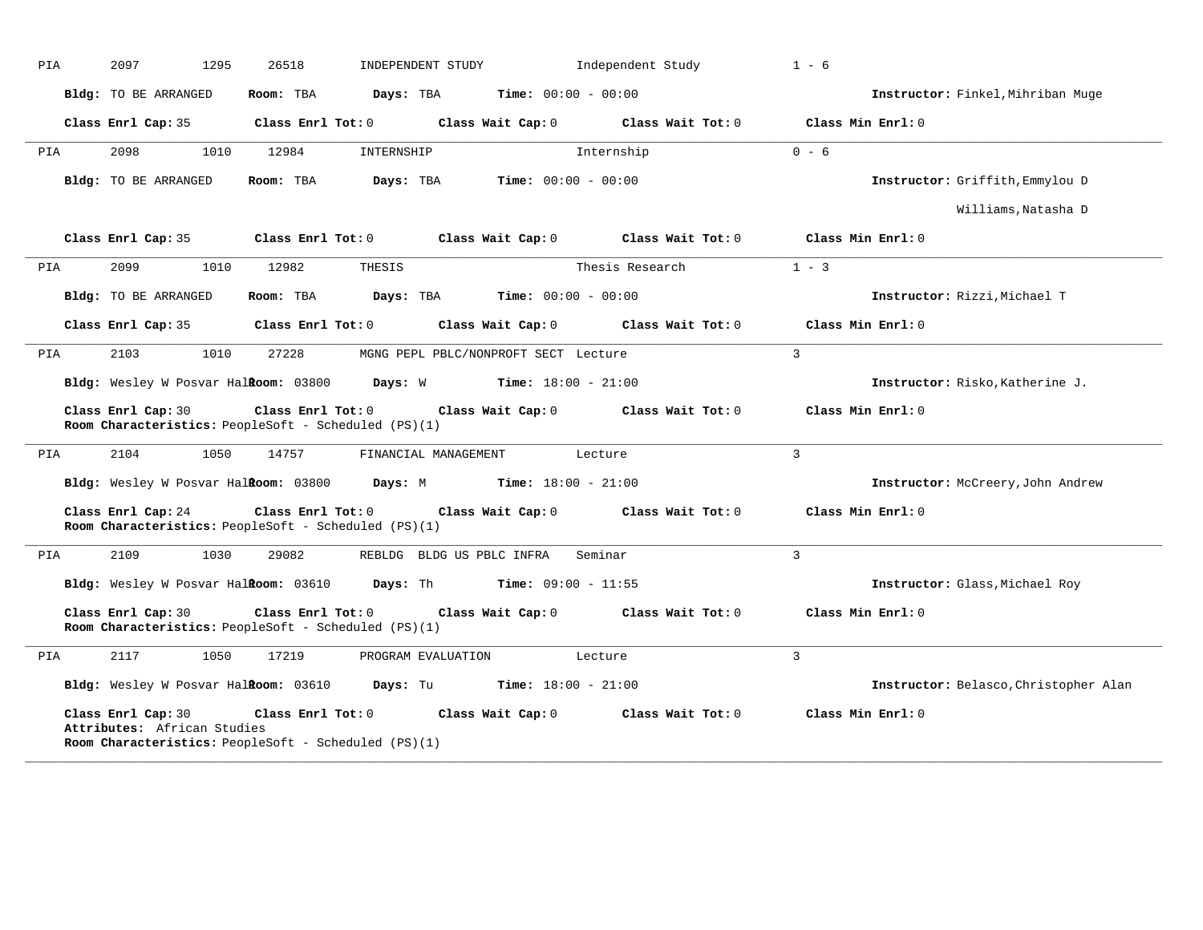PIA 2097 1295 26518 INDEPENDENT STUDY Independent Study 1 - 6

**Bldg:** TO BE ARRANGED **Room:** TBA **Days:** TBA **Time:** 00:00 - 00:00 **Instructor:** Finkel,Mihriban Muge

**Class Enrl Cap:** 35 **Class Enrl Tot:** 0 **Class Wait Cap:** 0 **Class Wait Tot:** 0 **Class Min Enrl:** 0

---

PIA 2098 1010 12984 INTERNSHIP Internship 0 - 6

**Bldg:** TO BE ARRANGED **Room:** TBA **Days:** TBA **Time:** 00:00 - 00:00 **Instructor:** Griffith,Emmylou D

Williams,Natasha D

**Class Enrl Cap:** 35 **Class Enrl Tot:** 0 **Class Wait Cap:** 0 **Class Wait Tot:** 0 **Class Min Enrl:** 0

---

PIA 2099 1010 12982 THESIS Thesis Research 1 - 3

**Bldg:** TO BE ARRANGED **Room:** TBA **Days:** TBA **Time:** 00:00 - 00:00 **Instructor:** Rizzi,Michael T

**Class Enrl Cap:** 35 **Class Enrl Tot:** 0 **Class Wait Cap:** 0 **Class Wait Tot:** 0 **Class Min Enrl:** 0

---

PIA 2103 1010 27228 MGNG PEPL PBLC/NONPROFT SECT Lecture 3

**Bldg:** Wesley W Posvar Hall **Room:** 03800 **Days:** W **Time:** 18:00 - 21:00 **Instructor:** Risko,Katherine J.

**Class Enrl Cap:** 30 **Class Enrl Tot:** 0 **Class Wait Cap:** 0 **Class Wait Tot:** 0 **Class Min Enrl:** 0
**Room Characteristics:** PeopleSoft - Scheduled (PS)(1)

---

PIA 2104 1050 14757 FINANCIAL MANAGEMENT Lecture 3

**Bldg:** Wesley W Posvar Hall **Room:** 03800 **Days:** M **Time:** 18:00 - 21:00 **Instructor:** McCreery,John Andrew

**Class Enrl Cap:** 24 **Class Enrl Tot:** 0 **Class Wait Cap:** 0 **Class Wait Tot:** 0 **Class Min Enrl:** 0
**Room Characteristics:** PeopleSoft - Scheduled (PS)(1)

---

PIA 2109 1030 29082 REBLDG BLDG US PBLC INFRA Seminar 3

**Bldg:** Wesley W Posvar Hall **Room:** 03610 **Days:** Th **Time:** 09:00 - 11:55 **Instructor:** Glass,Michael Roy

**Class Enrl Cap:** 30 **Class Enrl Tot:** 0 **Class Wait Cap:** 0 **Class Wait Tot:** 0 **Class Min Enrl:** 0
**Room Characteristics:** PeopleSoft - Scheduled (PS)(1)

---

PIA 2117 1050 17219 PROGRAM EVALUATION Lecture 3

**Bldg:** Wesley W Posvar Hall **Room:** 03610 **Days:** Tu **Time:** 18:00 - 21:00 **Instructor:** Belasco,Christopher Alan

**Class Enrl Cap:** 30 **Class Enrl Tot:** 0 **Class Wait Cap:** 0 **Class Wait Tot:** 0 **Class Min Enrl:** 0
**Attributes:** African Studies
**Room Characteristics:** PeopleSoft - Scheduled (PS)(1)

---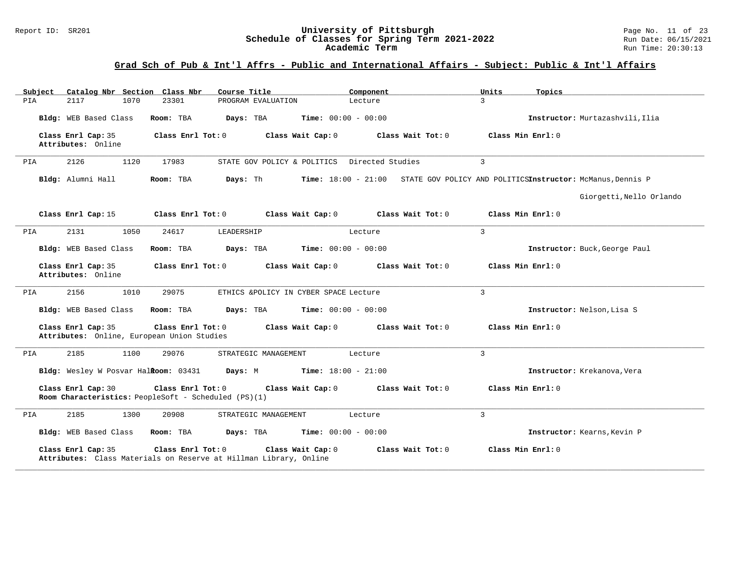## Grad Sch of Pub & Int'l Affrs - Public and International Affairs - Subject: Public & Int'l Affairs

| Subject | Catalog Nbr | Section | Class Nbr | Course Title | Component | Units | Topics |
|---|---|---|---|---|---|---|---|
| PIA | 2117 | 1070 | 23301 | PROGRAM EVALUATION | Lecture | 3 | |

**Bldg:** WEB Based Class **Room:** TBA **Days:** TBA **Time:** 00:00 - 00:00 **Instructor:** Murtazashvili,Ilia

**Class Enrl Cap:** 35 **Class Enrl Tot:** 0 **Class Wait Cap:** 0 **Class Wait Tot:** 0 **Class Min Enrl:** 0
**Attributes:** Online

---

| Subject | Catalog Nbr | Section | Class Nbr | Course Title | Component | Units | Topics |
|---|---|---|---|---|---|---|---|
| PIA | 2126 | 1120 | 17983 | STATE GOV POLICY & POLITICS | Directed Studies | 3 | |

**Bldg:** Alumni Hall **Room:** TBA **Days:** Th **Time:** 18:00 - 21:00 STATE GOV POLICY AND POLITICS **Instructor:** McManus,Dennis P
Giorgetti,Nello Orlando

**Class Enrl Cap:** 15 **Class Enrl Tot:** 0 **Class Wait Cap:** 0 **Class Wait Tot:** 0 **Class Min Enrl:** 0

---

| Subject | Catalog Nbr | Section | Class Nbr | Course Title | Component | Units | Topics |
|---|---|---|---|---|---|---|---|
| PIA | 2131 | 1050 | 24617 | LEADERSHIP | Lecture | 3 | |

**Bldg:** WEB Based Class **Room:** TBA **Days:** TBA **Time:** 00:00 - 00:00 **Instructor:** Buck,George Paul

**Class Enrl Cap:** 35 **Class Enrl Tot:** 0 **Class Wait Cap:** 0 **Class Wait Tot:** 0 **Class Min Enrl:** 0
**Attributes:** Online

---

| Subject | Catalog Nbr | Section | Class Nbr | Course Title | Component | Units | Topics |
|---|---|---|---|---|---|---|---|
| PIA | 2156 | 1010 | 29075 | ETHICS &POLICY IN CYBER SPACE | Lecture | 3 | |

**Bldg:** WEB Based Class **Room:** TBA **Days:** TBA **Time:** 00:00 - 00:00 **Instructor:** Nelson,Lisa S

**Class Enrl Cap:** 35 **Class Enrl Tot:** 0 **Class Wait Cap:** 0 **Class Wait Tot:** 0 **Class Min Enrl:** 0
**Attributes:** Online, European Union Studies

---

| Subject | Catalog Nbr | Section | Class Nbr | Course Title | Component | Units | Topics |
|---|---|---|---|---|---|---|---|
| PIA | 2185 | 1100 | 29076 | STRATEGIC MANAGEMENT | Lecture | 3 | |

**Bldg:** Wesley W Posvar Hall **Room:** 03431 **Days:** M **Time:** 18:00 - 21:00 **Instructor:** Krekanova,Vera

**Class Enrl Cap:** 30 **Class Enrl Tot:** 0 **Class Wait Cap:** 0 **Class Wait Tot:** 0 **Class Min Enrl:** 0
**Room Characteristics:** PeopleSoft - Scheduled (PS)(1)

---

| Subject | Catalog Nbr | Section | Class Nbr | Course Title | Component | Units | Topics |
|---|---|---|---|---|---|---|---|
| PIA | 2185 | 1300 | 20908 | STRATEGIC MANAGEMENT | Lecture | 3 | |

**Bldg:** WEB Based Class **Room:** TBA **Days:** TBA **Time:** 00:00 - 00:00 **Instructor:** Kearns,Kevin P

**Class Enrl Cap:** 35 **Class Enrl Tot:** 0 **Class Wait Cap:** 0 **Class Wait Tot:** 0 **Class Min Enrl:** 0
**Attributes:** Class Materials on Reserve at Hillman Library, Online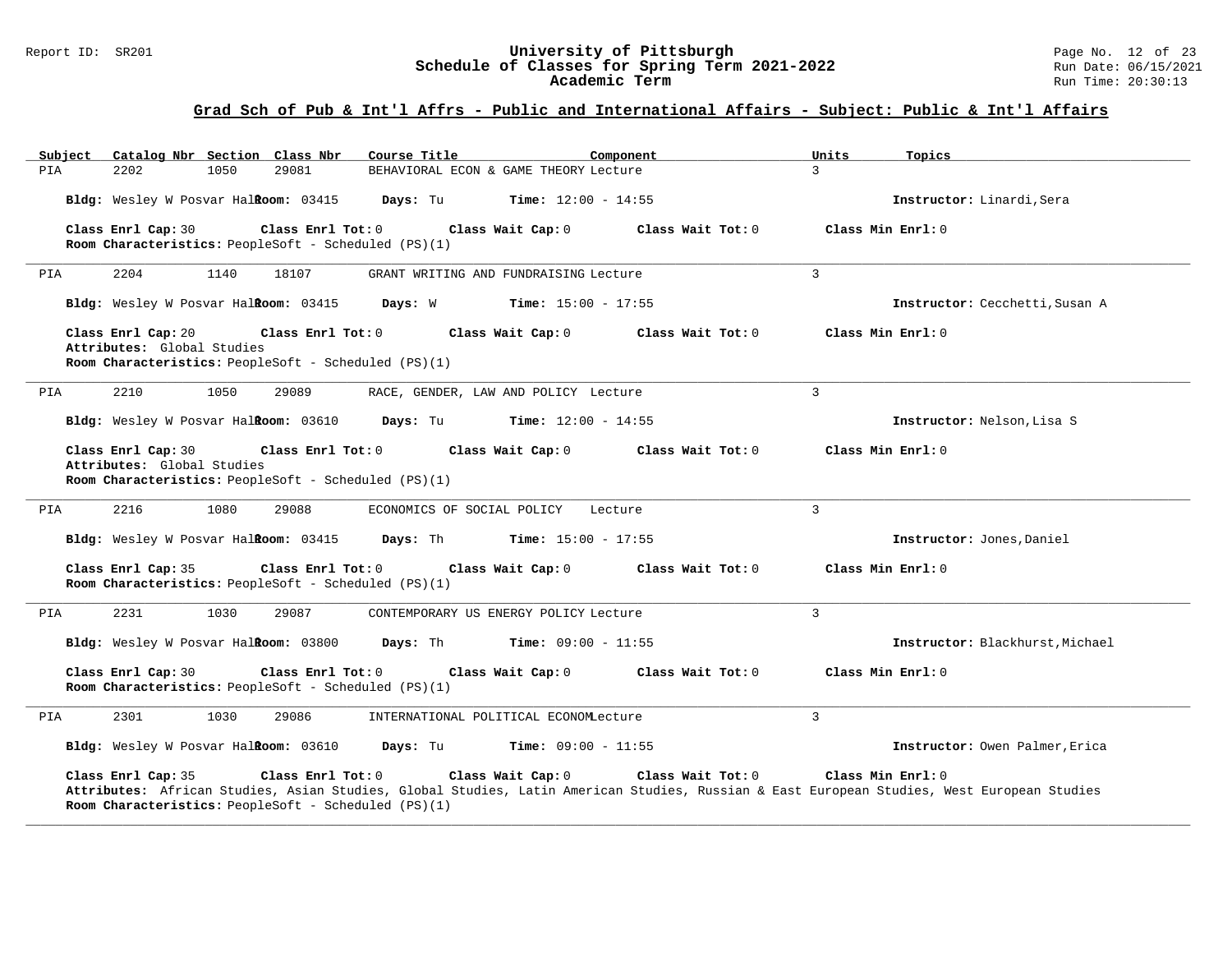## Grad Sch of Pub & Int'l Affrs - Public and International Affairs - Subject: Public & Int'l Affairs

| Subject | Catalog Nbr | Section | Class Nbr | Course Title | Component | Units | Topics |
|---|---|---|---|---|---|---|---|
| PIA | 2202 | 1050 | 29081 | BEHAVIORAL ECON & GAME THEORY | Lecture | 3 | |

**Bldg:** Wesley W Posvar Hall **Room:** 03415 **Days:** Tu **Time:** 12:00 - 14:55 **Instructor:** Linardi,Sera

**Class Enrl Cap:** 30 **Class Enrl Tot:** 0 **Class Wait Cap:** 0 **Class Wait Tot:** 0 **Class Min Enrl:** 0
**Room Characteristics:** PeopleSoft - Scheduled (PS)(1)

---

| Subject | Catalog Nbr | Section | Class Nbr | Course Title | Component | Units | Topics |
|---|---|---|---|---|---|---|---|
| PIA | 2204 | 1140 | 18107 | GRANT WRITING AND FUNDRAISING | Lecture | 3 | |

**Bldg:** Wesley W Posvar Hall **Room:** 03415 **Days:** W **Time:** 15:00 - 17:55 **Instructor:** Cecchetti,Susan A

**Class Enrl Cap:** 20 **Class Enrl Tot:** 0 **Class Wait Cap:** 0 **Class Wait Tot:** 0 **Class Min Enrl:** 0
**Attributes:** Global Studies
**Room Characteristics:** PeopleSoft - Scheduled (PS)(1)

---

| Subject | Catalog Nbr | Section | Class Nbr | Course Title | Component | Units | Topics |
|---|---|---|---|---|---|---|---|
| PIA | 2210 | 1050 | 29089 | RACE, GENDER, LAW AND POLICY | Lecture | 3 | |

**Bldg:** Wesley W Posvar Hall **Room:** 03610 **Days:** Tu **Time:** 12:00 - 14:55 **Instructor:** Nelson,Lisa S

**Class Enrl Cap:** 30 **Class Enrl Tot:** 0 **Class Wait Cap:** 0 **Class Wait Tot:** 0 **Class Min Enrl:** 0
**Attributes:** Global Studies
**Room Characteristics:** PeopleSoft - Scheduled (PS)(1)

---

| Subject | Catalog Nbr | Section | Class Nbr | Course Title | Component | Units | Topics |
|---|---|---|---|---|---|---|---|
| PIA | 2216 | 1080 | 29088 | ECONOMICS OF SOCIAL POLICY | Lecture | 3 | |

**Bldg:** Wesley W Posvar Hall **Room:** 03415 **Days:** Th **Time:** 15:00 - 17:55 **Instructor:** Jones,Daniel

**Class Enrl Cap:** 35 **Class Enrl Tot:** 0 **Class Wait Cap:** 0 **Class Wait Tot:** 0 **Class Min Enrl:** 0
**Room Characteristics:** PeopleSoft - Scheduled (PS)(1)

---

| Subject | Catalog Nbr | Section | Class Nbr | Course Title | Component | Units | Topics |
|---|---|---|---|---|---|---|---|
| PIA | 2231 | 1030 | 29087 | CONTEMPORARY US ENERGY POLICY | Lecture | 3 | |

**Bldg:** Wesley W Posvar Hall **Room:** 03800 **Days:** Th **Time:** 09:00 - 11:55 **Instructor:** Blackhurst,Michael

**Class Enrl Cap:** 30 **Class Enrl Tot:** 0 **Class Wait Cap:** 0 **Class Wait Tot:** 0 **Class Min Enrl:** 0
**Room Characteristics:** PeopleSoft - Scheduled (PS)(1)

---

| Subject | Catalog Nbr | Section | Class Nbr | Course Title | Component | Units | Topics |
|---|---|---|---|---|---|---|---|
| PIA | 2301 | 1030 | 29086 | INTERNATIONAL POLITICAL ECONOM | Lecture | 3 | |

**Bldg:** Wesley W Posvar Hall **Room:** 03610 **Days:** Tu **Time:** 09:00 - 11:55 **Instructor:** Owen Palmer,Erica

**Class Enrl Cap:** 35 **Class Enrl Tot:** 0 **Class Wait Cap:** 0 **Class Wait Tot:** 0 **Class Min Enrl:** 0
**Attributes:** African Studies, Asian Studies, Global Studies, Latin American Studies, Russian & East European Studies, West European Studies
**Room Characteristics:** PeopleSoft - Scheduled (PS)(1)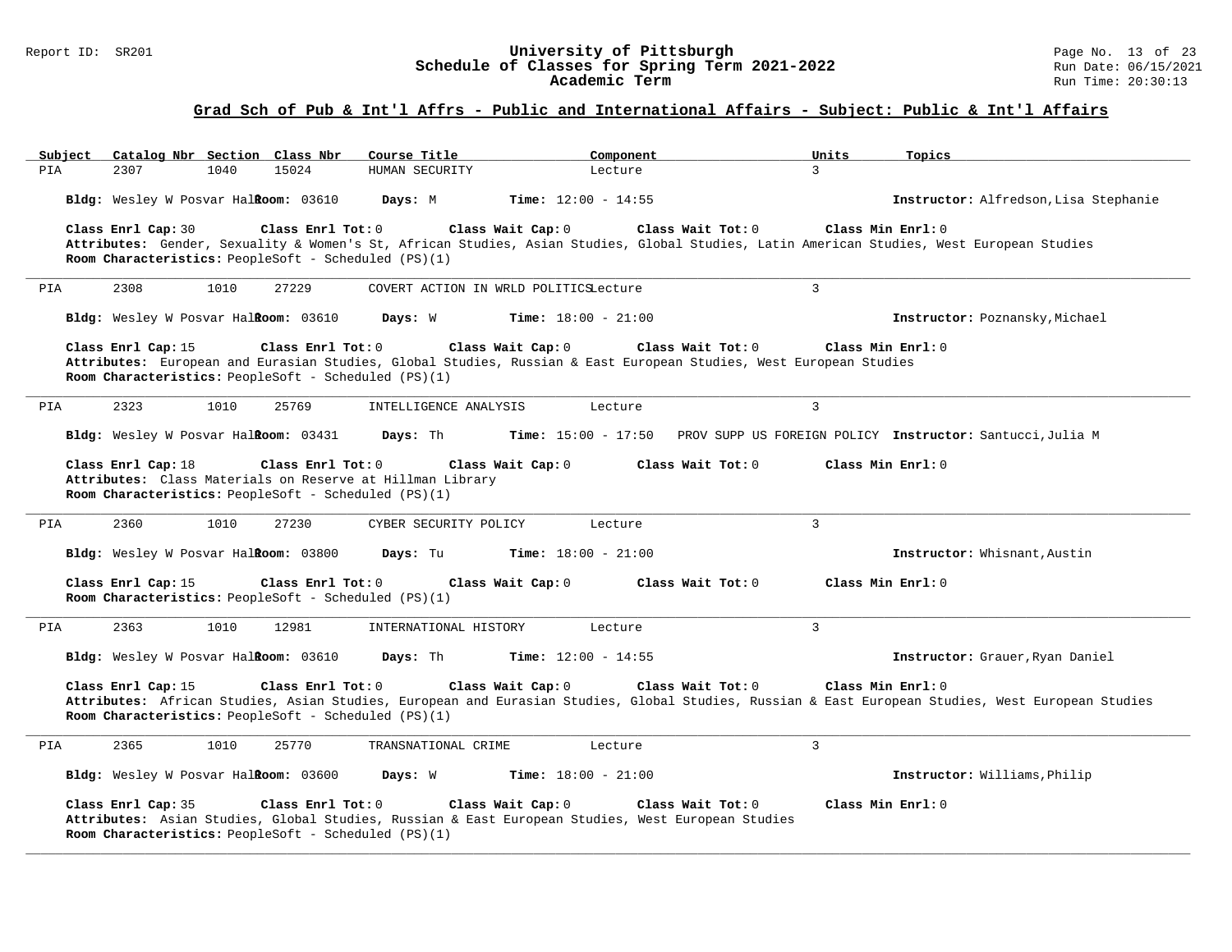## Grad Sch of Pub & Int'l Affrs - Public and International Affairs - Subject: Public & Int'l Affairs

| Subject | Catalog Nbr | Section | Class Nbr | Course Title | Component | Units | Topics |
|---|---|---|---|---|---|---|---|
| PIA | 2307 | 1040 | 15024 | HUMAN SECURITY | Lecture | 3 | |

**Bldg:** Wesley W Posvar Hall **Room:** 03610 **Days:** M **Time:** 12:00 - 14:55 **Instructor:** Alfredson,Lisa Stephanie

**Class Enrl Cap:** 30 **Class Enrl Tot:** 0 **Class Wait Cap:** 0 **Class Wait Tot:** 0 **Class Min Enrl:** 0

**Attributes:** Gender, Sexuality & Women's St, African Studies, Asian Studies, Global Studies, Latin American Studies, West European Studies

**Room Characteristics:** PeopleSoft - Scheduled (PS)(1)

---

| Subject | Catalog Nbr | Section | Class Nbr | Course Title | Component | Units | Topics |
|---|---|---|---|---|---|---|---|
| PIA | 2308 | 1010 | 27229 | COVERT ACTION IN WRLD POLITICS | Lecture | 3 | |

**Bldg:** Wesley W Posvar Hall **Room:** 03610 **Days:** W **Time:** 18:00 - 21:00 **Instructor:** Poznansky,Michael

**Class Enrl Cap:** 15 **Class Enrl Tot:** 0 **Class Wait Cap:** 0 **Class Wait Tot:** 0 **Class Min Enrl:** 0

**Attributes:** European and Eurasian Studies, Global Studies, Russian & East European Studies, West European Studies

**Room Characteristics:** PeopleSoft - Scheduled (PS)(1)

---

| Subject | Catalog Nbr | Section | Class Nbr | Course Title | Component | Units | Topics |
|---|---|---|---|---|---|---|---|
| PIA | 2323 | 1010 | 25769 | INTELLIGENCE ANALYSIS | Lecture | 3 | |

**Bldg:** Wesley W Posvar Hall **Room:** 03431 **Days:** Th **Time:** 15:00 - 17:50 PROV SUPP US FOREIGN POLICY **Instructor:** Santucci,Julia M

**Class Enrl Cap:** 18 **Class Enrl Tot:** 0 **Class Wait Cap:** 0 **Class Wait Tot:** 0 **Class Min Enrl:** 0

**Attributes:** Class Materials on Reserve at Hillman Library

**Room Characteristics:** PeopleSoft - Scheduled (PS)(1)

---

| Subject | Catalog Nbr | Section | Class Nbr | Course Title | Component | Units | Topics |
|---|---|---|---|---|---|---|---|
| PIA | 2360 | 1010 | 27230 | CYBER SECURITY POLICY | Lecture | 3 | |

**Bldg:** Wesley W Posvar Hall **Room:** 03800 **Days:** Tu **Time:** 18:00 - 21:00 **Instructor:** Whisnant,Austin

**Class Enrl Cap:** 15 **Class Enrl Tot:** 0 **Class Wait Cap:** 0 **Class Wait Tot:** 0 **Class Min Enrl:** 0

**Room Characteristics:** PeopleSoft - Scheduled (PS)(1)

---

| Subject | Catalog Nbr | Section | Class Nbr | Course Title | Component | Units | Topics |
|---|---|---|---|---|---|---|---|
| PIA | 2363 | 1010 | 12981 | INTERNATIONAL HISTORY | Lecture | 3 | |

**Bldg:** Wesley W Posvar Hall **Room:** 03610 **Days:** Th **Time:** 12:00 - 14:55 **Instructor:** Grauer,Ryan Daniel

**Class Enrl Cap:** 15 **Class Enrl Tot:** 0 **Class Wait Cap:** 0 **Class Wait Tot:** 0 **Class Min Enrl:** 0

**Attributes:** African Studies, Asian Studies, European and Eurasian Studies, Global Studies, Russian & East European Studies, West European Studies

**Room Characteristics:** PeopleSoft - Scheduled (PS)(1)

---

| Subject | Catalog Nbr | Section | Class Nbr | Course Title | Component | Units | Topics |
|---|---|---|---|---|---|---|---|
| PIA | 2365 | 1010 | 25770 | TRANSNATIONAL CRIME | Lecture | 3 | |

**Bldg:** Wesley W Posvar Hall **Room:** 03600 **Days:** W **Time:** 18:00 - 21:00 **Instructor:** Williams,Philip

**Class Enrl Cap:** 35 **Class Enrl Tot:** 0 **Class Wait Cap:** 0 **Class Wait Tot:** 0 **Class Min Enrl:** 0

**Attributes:** Asian Studies, Global Studies, Russian & East European Studies, West European Studies

**Room Characteristics:** PeopleSoft - Scheduled (PS)(1)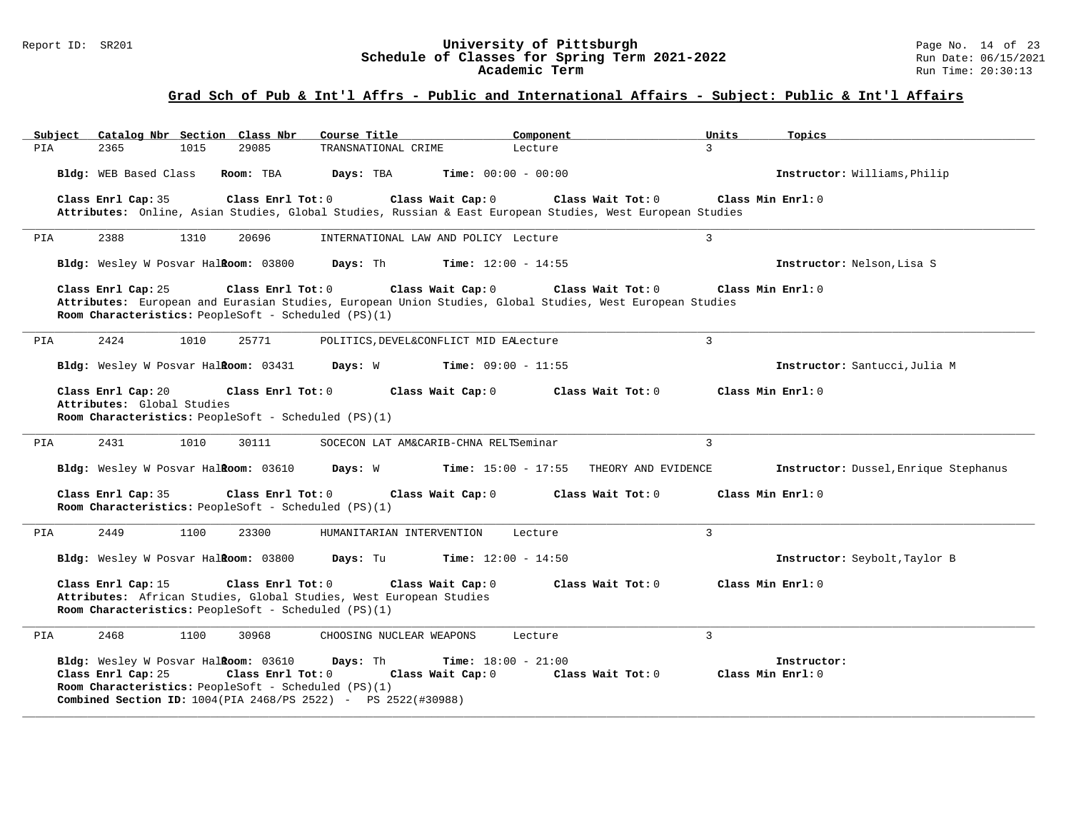## Grad Sch of Pub & Int'l Affrs - Public and International Affairs - Subject: Public & Int'l Affairs

| Subject | Catalog Nbr | Section | Class Nbr | Course Title | Component | Units | Topics |
|---|---|---|---|---|---|---|---|
| PIA | 2365 | 1015 | 29085 | TRANSNATIONAL CRIME | Lecture | 3 | |

**Bldg:** WEB Based Class **Room:** TBA **Days:** TBA **Time:** 00:00 - 00:00 **Instructor:** Williams,Philip

**Class Enrl Cap:** 35 **Class Enrl Tot:** 0 **Class Wait Cap:** 0 **Class Wait Tot:** 0 **Class Min Enrl:** 0

**Attributes:** Online, Asian Studies, Global Studies, Russian & East European Studies, West European Studies

---

| Subject | Catalog Nbr | Section | Class Nbr | Course Title | Component | Units | Topics |
|---|---|---|---|---|---|---|---|
| PIA | 2388 | 1310 | 20696 | INTERNATIONAL LAW AND POLICY | Lecture | 3 | |

**Bldg:** Wesley W Posvar Hall **Room:** 03800 **Days:** Th **Time:** 12:00 - 14:55 **Instructor:** Nelson,Lisa S

**Class Enrl Cap:** 25 **Class Enrl Tot:** 0 **Class Wait Cap:** 0 **Class Wait Tot:** 0 **Class Min Enrl:** 0

**Attributes:** European and Eurasian Studies, European Union Studies, Global Studies, West European Studies

**Room Characteristics:** PeopleSoft - Scheduled (PS)(1)

---

| Subject | Catalog Nbr | Section | Class Nbr | Course Title | Component | Units | Topics |
|---|---|---|---|---|---|---|---|
| PIA | 2424 | 1010 | 25771 | POLITICS,DEVEL&CONFLICT MID EA | Lecture | 3 | |

**Bldg:** Wesley W Posvar Hall **Room:** 03431 **Days:** W **Time:** 09:00 - 11:55 **Instructor:** Santucci,Julia M

**Class Enrl Cap:** 20 **Class Enrl Tot:** 0 **Class Wait Cap:** 0 **Class Wait Tot:** 0 **Class Min Enrl:** 0

**Attributes:** Global Studies

**Room Characteristics:** PeopleSoft - Scheduled (PS)(1)

---

| Subject | Catalog Nbr | Section | Class Nbr | Course Title | Component | Units | Topics |
|---|---|---|---|---|---|---|---|
| PIA | 2431 | 1010 | 30111 | SOCECON LAT AM&CARIB-CHNA RELT | Seminar | 3 | |

**Bldg:** Wesley W Posvar Hall **Room:** 03610 **Days:** W **Time:** 15:00 - 17:55 THEORY AND EVIDENCE **Instructor:** Dussel,Enrique Stephanus

**Class Enrl Cap:** 35 **Class Enrl Tot:** 0 **Class Wait Cap:** 0 **Class Wait Tot:** 0 **Class Min Enrl:** 0

**Room Characteristics:** PeopleSoft - Scheduled (PS)(1)

---

| Subject | Catalog Nbr | Section | Class Nbr | Course Title | Component | Units | Topics |
|---|---|---|---|---|---|---|---|
| PIA | 2449 | 1100 | 23300 | HUMANITARIAN INTERVENTION | Lecture | 3 | |

**Bldg:** Wesley W Posvar Hall **Room:** 03800 **Days:** Tu **Time:** 12:00 - 14:50 **Instructor:** Seybolt,Taylor B

**Class Enrl Cap:** 15 **Class Enrl Tot:** 0 **Class Wait Cap:** 0 **Class Wait Tot:** 0 **Class Min Enrl:** 0

**Attributes:** African Studies, Global Studies, West European Studies

**Room Characteristics:** PeopleSoft - Scheduled (PS)(1)

---

| Subject | Catalog Nbr | Section | Class Nbr | Course Title | Component | Units | Topics |
|---|---|---|---|---|---|---|---|
| PIA | 2468 | 1100 | 30968 | CHOOSING NUCLEAR WEAPONS | Lecture | 3 | |

**Bldg:** Wesley W Posvar Hall **Room:** 03610 **Days:** Th **Time:** 18:00 - 21:00 **Instructor:**

**Class Enrl Cap:** 25 **Class Enrl Tot:** 0 **Class Wait Cap:** 0 **Class Wait Tot:** 0 **Class Min Enrl:** 0

**Room Characteristics:** PeopleSoft - Scheduled (PS)(1)

**Combined Section ID:** 1004(PIA 2468/PS 2522) - PS 2522(#30988)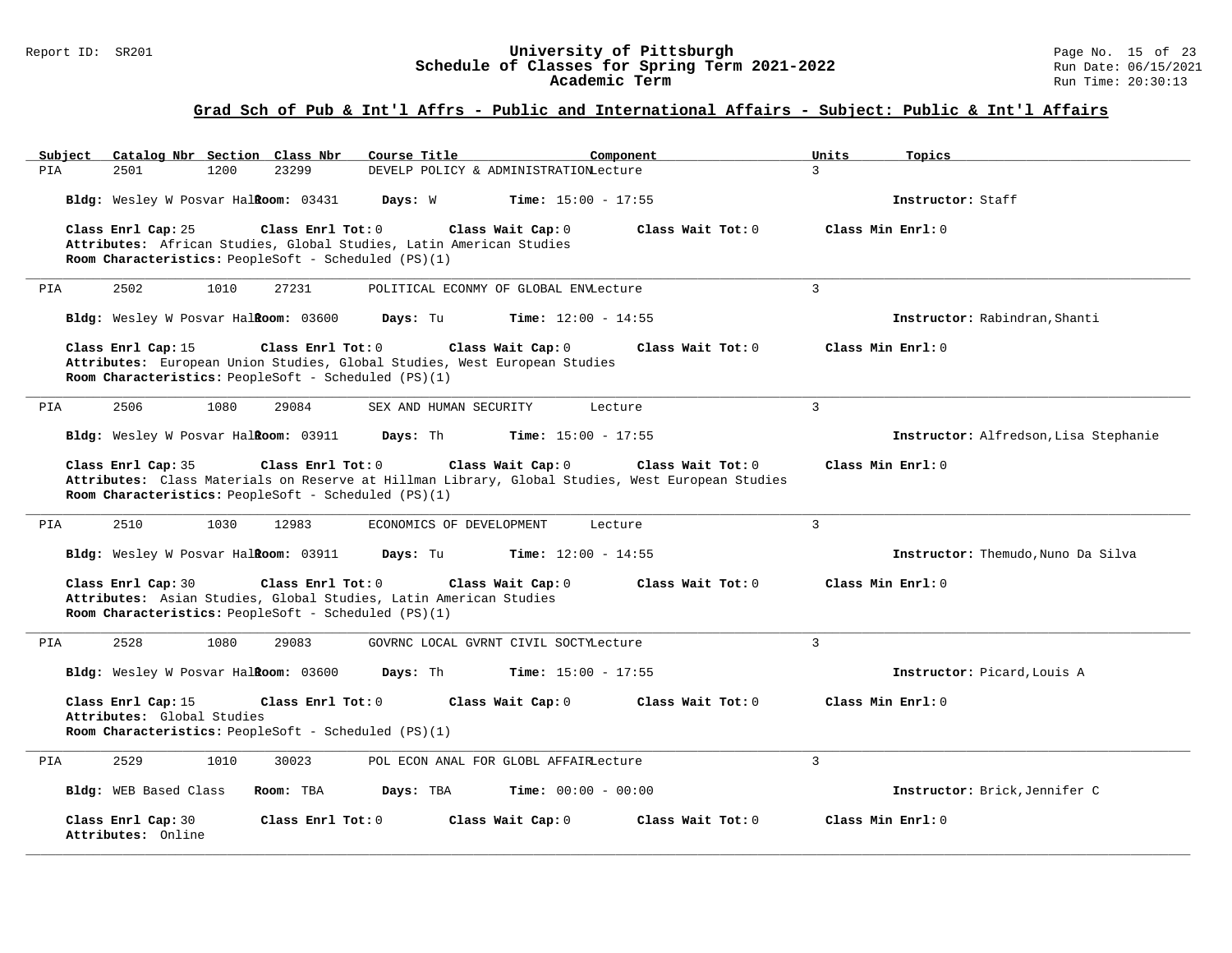## Grad Sch of Pub & Int'l Affrs - Public and International Affairs - Subject: Public & Int'l Affairs

| Subject | Catalog Nbr | Section | Class Nbr | Course Title | Component | Units | Topics |
|---|---|---|---|---|---|---|---|
| PIA | 2501 | 1200 | 23299 | DEVELP POLICY & ADMINISTRATION | Lecture | 3 | |

**Bldg:** Wesley W Posvar Hall **Room:** 03431 **Days:** W **Time:** 15:00 - 17:55 **Instructor:** Staff

**Class Enrl Cap:** 25 **Class Enrl Tot:** 0 **Class Wait Cap:** 0 **Class Wait Tot:** 0 **Class Min Enrl:** 0

**Attributes:** African Studies, Global Studies, Latin American Studies

**Room Characteristics:** PeopleSoft - Scheduled (PS)(1)

---

| Subject | Catalog Nbr | Section | Class Nbr | Course Title | Component | Units | Topics |
|---|---|---|---|---|---|---|---|
| PIA | 2502 | 1010 | 27231 | POLITICAL ECONMY OF GLOBAL ENV | Lecture | 3 | |

**Bldg:** Wesley W Posvar Hall **Room:** 03600 **Days:** Tu **Time:** 12:00 - 14:55 **Instructor:** Rabindran,Shanti

**Class Enrl Cap:** 15 **Class Enrl Tot:** 0 **Class Wait Cap:** 0 **Class Wait Tot:** 0 **Class Min Enrl:** 0

**Attributes:** European Union Studies, Global Studies, West European Studies

**Room Characteristics:** PeopleSoft - Scheduled (PS)(1)

---

| Subject | Catalog Nbr | Section | Class Nbr | Course Title | Component | Units | Topics |
|---|---|---|---|---|---|---|---|
| PIA | 2506 | 1080 | 29084 | SEX AND HUMAN SECURITY | Lecture | 3 | |

**Bldg:** Wesley W Posvar Hall **Room:** 03911 **Days:** Th **Time:** 15:00 - 17:55 **Instructor:** Alfredson,Lisa Stephanie

**Class Enrl Cap:** 35 **Class Enrl Tot:** 0 **Class Wait Cap:** 0 **Class Wait Tot:** 0 **Class Min Enrl:** 0

**Attributes:** Class Materials on Reserve at Hillman Library, Global Studies, West European Studies

**Room Characteristics:** PeopleSoft - Scheduled (PS)(1)

---

| Subject | Catalog Nbr | Section | Class Nbr | Course Title | Component | Units | Topics |
|---|---|---|---|---|---|---|---|
| PIA | 2510 | 1030 | 12983 | ECONOMICS OF DEVELOPMENT | Lecture | 3 | |

**Bldg:** Wesley W Posvar Hall **Room:** 03911 **Days:** Tu **Time:** 12:00 - 14:55 **Instructor:** Themudo,Nuno Da Silva

**Class Enrl Cap:** 30 **Class Enrl Tot:** 0 **Class Wait Cap:** 0 **Class Wait Tot:** 0 **Class Min Enrl:** 0

**Attributes:** Asian Studies, Global Studies, Latin American Studies

**Room Characteristics:** PeopleSoft - Scheduled (PS)(1)

---

| Subject | Catalog Nbr | Section | Class Nbr | Course Title | Component | Units | Topics |
|---|---|---|---|---|---|---|---|
| PIA | 2528 | 1080 | 29083 | GOVRNC LOCAL GVRNT CIVIL SOCTY | Lecture | 3 | |

**Bldg:** Wesley W Posvar Hall **Room:** 03600 **Days:** Th **Time:** 15:00 - 17:55 **Instructor:** Picard,Louis A

**Class Enrl Cap:** 15 **Class Enrl Tot:** 0 **Class Wait Cap:** 0 **Class Wait Tot:** 0 **Class Min Enrl:** 0

**Attributes:** Global Studies

**Room Characteristics:** PeopleSoft - Scheduled (PS)(1)

---

| Subject | Catalog Nbr | Section | Class Nbr | Course Title | Component | Units | Topics |
|---|---|---|---|---|---|---|---|
| PIA | 2529 | 1010 | 30023 | POL ECON ANAL FOR GLOBL AFFAIR | Lecture | 3 | |

**Bldg:** WEB Based Class **Room:** TBA **Days:** TBA **Time:** 00:00 - 00:00 **Instructor:** Brick,Jennifer C

**Class Enrl Cap:** 30 **Class Enrl Tot:** 0 **Class Wait Cap:** 0 **Class Wait Tot:** 0 **Class Min Enrl:** 0

**Attributes:** Online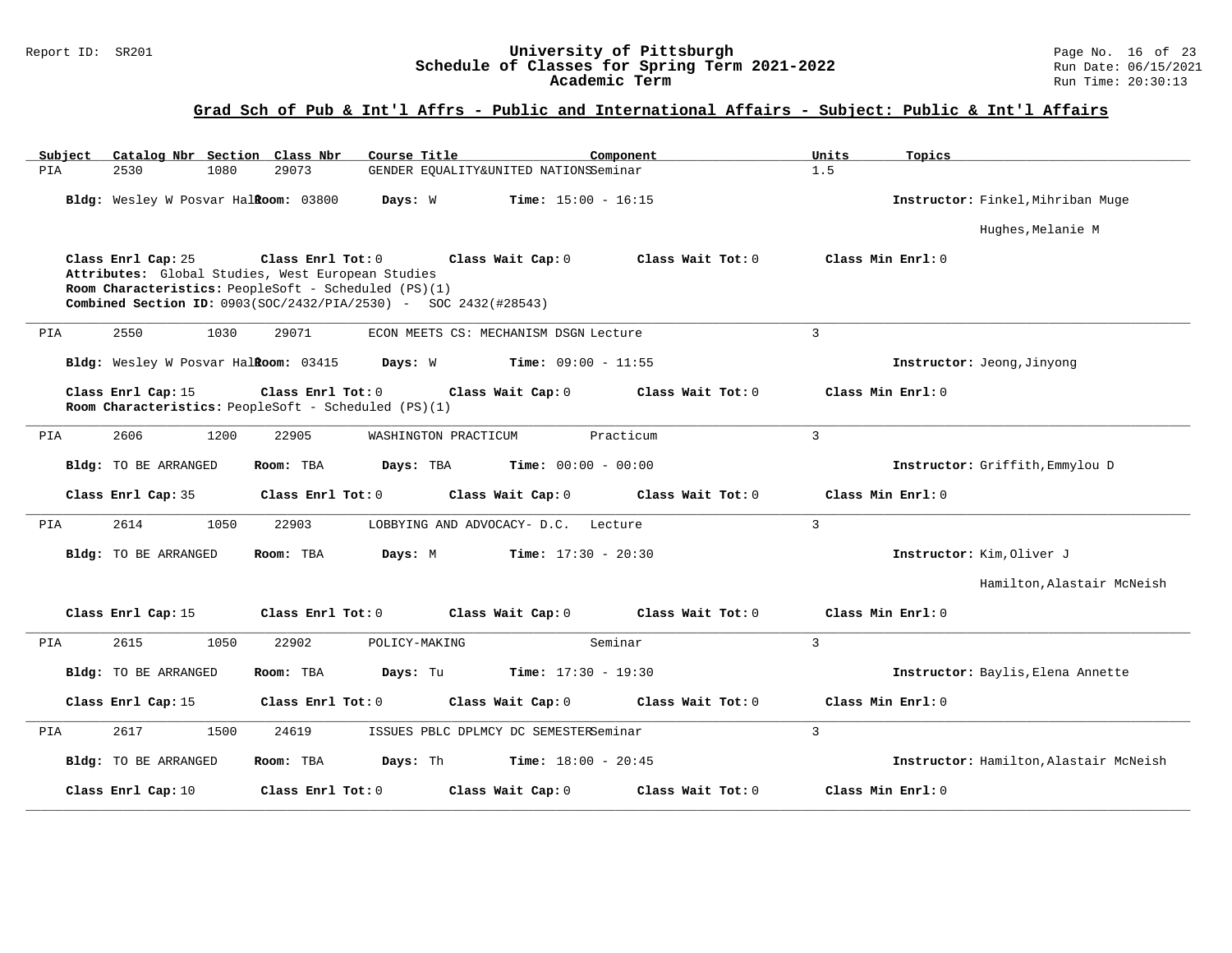## Grad Sch of Pub & Int'l Affrs - Public and International Affairs - Subject: Public & Int'l Affairs

| Subject | Catalog Nbr | Section | Class Nbr | Course Title | Component | Units | Topics |
|---|---|---|---|---|---|---|---|
| PIA | 2530 | 1080 | 29073 | GENDER EQUALITY&UNITED NATIONS | Seminar | 1.5 | |

**Bldg:** Wesley W Posvar Hall **Room:** 03800 **Days:** W **Time:** 15:00 - 16:15 **Instructor:** Finkel,Mihriban Muge; Hughes,Melanie M

**Class Enrl Cap:** 25 **Class Enrl Tot:** 0 **Class Wait Cap:** 0 **Class Wait Tot:** 0 **Class Min Enrl:** 0

**Attributes:** Global Studies, West European Studies

**Room Characteristics:** PeopleSoft - Scheduled (PS)(1)

**Combined Section ID:** 0903(SOC/2432/PIA/2530) - SOC 2432(#28543)

---

| Subject | Catalog Nbr | Section | Class Nbr | Course Title | Component | Units | Topics |
|---|---|---|---|---|---|---|---|
| PIA | 2550 | 1030 | 29071 | ECON MEETS CS: MECHANISM DSGN | Lecture | 3 | |

**Bldg:** Wesley W Posvar Hall **Room:** 03415 **Days:** W **Time:** 09:00 - 11:55 **Instructor:** Jeong,Jinyong

**Class Enrl Cap:** 15 **Class Enrl Tot:** 0 **Class Wait Cap:** 0 **Class Wait Tot:** 0 **Class Min Enrl:** 0

**Room Characteristics:** PeopleSoft - Scheduled (PS)(1)

---

| Subject | Catalog Nbr | Section | Class Nbr | Course Title | Component | Units | Topics |
|---|---|---|---|---|---|---|---|
| PIA | 2606 | 1200 | 22905 | WASHINGTON PRACTICUM | Practicum | 3 | |

**Bldg:** TO BE ARRANGED **Room:** TBA **Days:** TBA **Time:** 00:00 - 00:00 **Instructor:** Griffith,Emmylou D

**Class Enrl Cap:** 35 **Class Enrl Tot:** 0 **Class Wait Cap:** 0 **Class Wait Tot:** 0 **Class Min Enrl:** 0

---

| Subject | Catalog Nbr | Section | Class Nbr | Course Title | Component | Units | Topics |
|---|---|---|---|---|---|---|---|
| PIA | 2614 | 1050 | 22903 | LOBBYING AND ADVOCACY- D.C. | Lecture | 3 | |

**Bldg:** TO BE ARRANGED **Room:** TBA **Days:** M **Time:** 17:30 - 20:30 **Instructor:** Kim,Oliver J; Hamilton,Alastair McNeish

**Class Enrl Cap:** 15 **Class Enrl Tot:** 0 **Class Wait Cap:** 0 **Class Wait Tot:** 0 **Class Min Enrl:** 0

---

| Subject | Catalog Nbr | Section | Class Nbr | Course Title | Component | Units | Topics |
|---|---|---|---|---|---|---|---|
| PIA | 2615 | 1050 | 22902 | POLICY-MAKING | Seminar | 3 | |

**Bldg:** TO BE ARRANGED **Room:** TBA **Days:** Tu **Time:** 17:30 - 19:30 **Instructor:** Baylis,Elena Annette

**Class Enrl Cap:** 15 **Class Enrl Tot:** 0 **Class Wait Cap:** 0 **Class Wait Tot:** 0 **Class Min Enrl:** 0

---

| Subject | Catalog Nbr | Section | Class Nbr | Course Title | Component | Units | Topics |
|---|---|---|---|---|---|---|---|
| PIA | 2617 | 1500 | 24619 | ISSUES PBLC DPLMCY DC SEMESTER | Seminar | 3 | |

**Bldg:** TO BE ARRANGED **Room:** TBA **Days:** Th **Time:** 18:00 - 20:45 **Instructor:** Hamilton,Alastair McNeish

**Class Enrl Cap:** 10 **Class Enrl Tot:** 0 **Class Wait Cap:** 0 **Class Wait Tot:** 0 **Class Min Enrl:** 0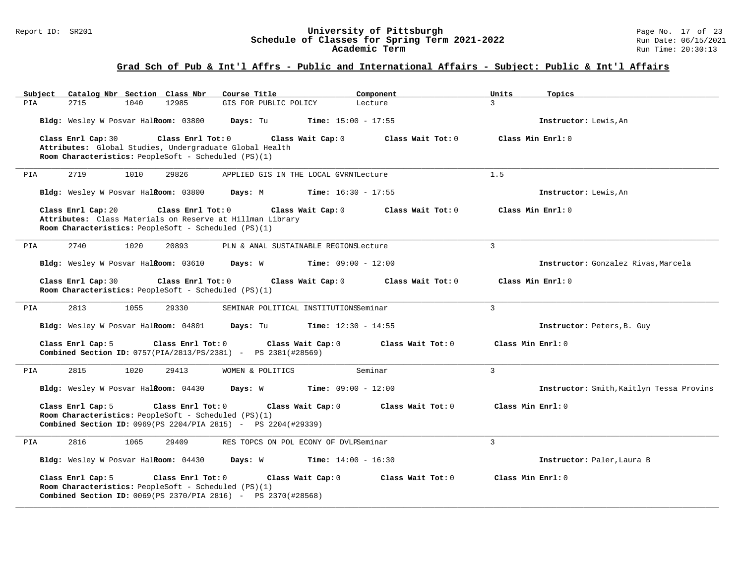## Grad Sch of Pub & Int'l Affrs - Public and International Affairs - Subject: Public & Int'l Affairs

| Subject | Catalog Nbr | Section | Class Nbr | Course Title | Component | Units | Topics |
|---|---|---|---|---|---|---|---|
| PIA | 2715 | 1040 | 12985 | GIS FOR PUBLIC POLICY | Lecture | 3 | |

**Bldg:** Wesley W Posvar Hall **Room:** 03800 **Days:** Tu **Time:** 15:00 - 17:55 **Instructor:** Lewis,An

**Class Enrl Cap:** 30 **Class Enrl Tot:** 0 **Class Wait Cap:** 0 **Class Wait Tot:** 0 **Class Min Enrl:** 0

**Attributes:** Global Studies, Undergraduate Global Health

**Room Characteristics:** PeopleSoft - Scheduled (PS)(1)

---

| Subject | Catalog Nbr | Section | Class Nbr | Course Title | Component | Units | Topics |
|---|---|---|---|---|---|---|---|
| PIA | 2719 | 1010 | 29826 | APPLIED GIS IN THE LOCAL GVRNT | Lecture | 1.5 | |

**Bldg:** Wesley W Posvar Hall **Room:** 03800 **Days:** M **Time:** 16:30 - 17:55 **Instructor:** Lewis,An

**Class Enrl Cap:** 20 **Class Enrl Tot:** 0 **Class Wait Cap:** 0 **Class Wait Tot:** 0 **Class Min Enrl:** 0

**Attributes:** Class Materials on Reserve at Hillman Library

**Room Characteristics:** PeopleSoft - Scheduled (PS)(1)

---

| Subject | Catalog Nbr | Section | Class Nbr | Course Title | Component | Units | Topics |
|---|---|---|---|---|---|---|---|
| PIA | 2740 | 1020 | 20893 | PLN & ANAL SUSTAINABLE REGIONS | Lecture | 3 | |

**Bldg:** Wesley W Posvar Hall **Room:** 03610 **Days:** W **Time:** 09:00 - 12:00 **Instructor:** Gonzalez Rivas,Marcela

**Class Enrl Cap:** 30 **Class Enrl Tot:** 0 **Class Wait Cap:** 0 **Class Wait Tot:** 0 **Class Min Enrl:** 0

**Room Characteristics:** PeopleSoft - Scheduled (PS)(1)

---

| Subject | Catalog Nbr | Section | Class Nbr | Course Title | Component | Units | Topics |
|---|---|---|---|---|---|---|---|
| PIA | 2813 | 1055 | 29330 | SEMINAR POLITICAL INSTITUTIONS | Seminar | 3 | |

**Bldg:** Wesley W Posvar Hall **Room:** 04801 **Days:** Tu **Time:** 12:30 - 14:55 **Instructor:** Peters,B. Guy

**Class Enrl Cap:** 5 **Class Enrl Tot:** 0 **Class Wait Cap:** 0 **Class Wait Tot:** 0 **Class Min Enrl:** 0

**Combined Section ID:** 0757(PIA/2813/PS/2381) - PS 2381(#28569)

---

| Subject | Catalog Nbr | Section | Class Nbr | Course Title | Component | Units | Topics |
|---|---|---|---|---|---|---|---|
| PIA | 2815 | 1020 | 29413 | WOMEN & POLITICS | Seminar | 3 | |

**Bldg:** Wesley W Posvar Hall **Room:** 04430 **Days:** W **Time:** 09:00 - 12:00 **Instructor:** Smith,Kaitlyn Tessa Provins

**Class Enrl Cap:** 5 **Class Enrl Tot:** 0 **Class Wait Cap:** 0 **Class Wait Tot:** 0 **Class Min Enrl:** 0

**Room Characteristics:** PeopleSoft - Scheduled (PS)(1)

**Combined Section ID:** 0969(PS 2204/PIA 2815) - PS 2204(#29339)

---

| Subject | Catalog Nbr | Section | Class Nbr | Course Title | Component | Units | Topics |
|---|---|---|---|---|---|---|---|
| PIA | 2816 | 1065 | 29409 | RES TOPCS ON POL ECONY OF DVLP | Seminar | 3 | |

**Bldg:** Wesley W Posvar Hall **Room:** 04430 **Days:** W **Time:** 14:00 - 16:30 **Instructor:** Paler,Laura B

**Class Enrl Cap:** 5 **Class Enrl Tot:** 0 **Class Wait Cap:** 0 **Class Wait Tot:** 0 **Class Min Enrl:** 0

**Room Characteristics:** PeopleSoft - Scheduled (PS)(1)

**Combined Section ID:** 0069(PS 2370/PIA 2816) - PS 2370(#28568)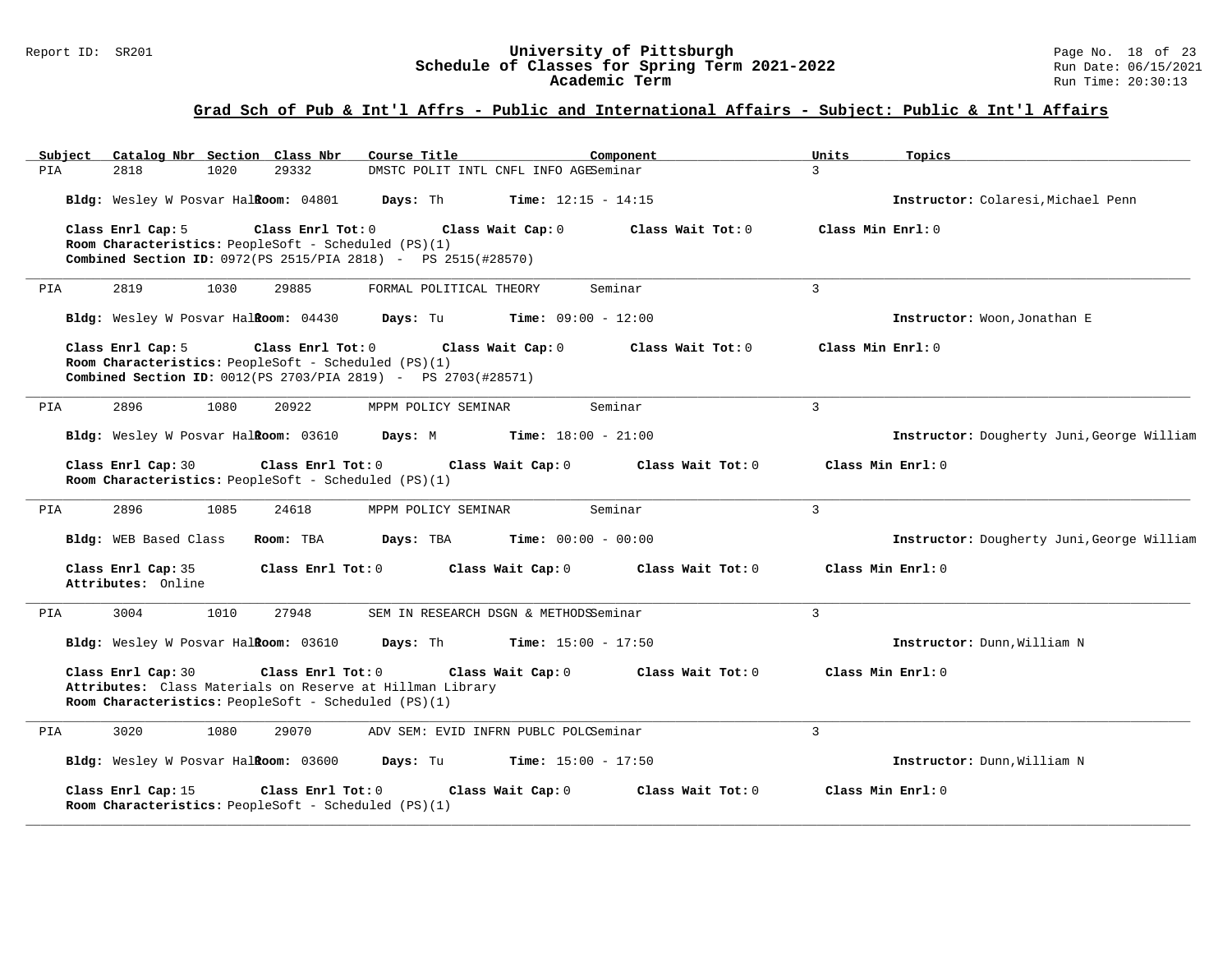## Grad Sch of Pub & Int'l Affrs - Public and International Affairs - Subject: Public & Int'l Affairs

| Subject | Catalog Nbr | Section | Class Nbr | Course Title | Component | Units | Topics |
|---|---|---|---|---|---|---|---|
| PIA | 2818 | 1020 | 29332 | DMSTC POLIT INTL CNFL INFO AGE | Seminar | 3 | |

**Bldg:** Wesley W Posvar Hall **Room:** 04801 **Days:** Th **Time:** 12:15 - 14:15 **Instructor:** Colaresi,Michael Penn

**Class Enrl Cap:** 5 **Class Enrl Tot:** 0 **Class Wait Cap:** 0 **Class Wait Tot:** 0 **Class Min Enrl:** 0
**Room Characteristics:** PeopleSoft - Scheduled (PS)(1)
**Combined Section ID:** 0972(PS 2515/PIA 2818) - PS 2515(#28570)

---

| Subject | Catalog Nbr | Section | Class Nbr | Course Title | Component | Units | Topics |
|---|---|---|---|---|---|---|---|
| PIA | 2819 | 1030 | 29885 | FORMAL POLITICAL THEORY | Seminar | 3 | |

**Bldg:** Wesley W Posvar Hall **Room:** 04430 **Days:** Tu **Time:** 09:00 - 12:00 **Instructor:** Woon,Jonathan E

**Class Enrl Cap:** 5 **Class Enrl Tot:** 0 **Class Wait Cap:** 0 **Class Wait Tot:** 0 **Class Min Enrl:** 0
**Room Characteristics:** PeopleSoft - Scheduled (PS)(1)
**Combined Section ID:** 0012(PS 2703/PIA 2819) - PS 2703(#28571)

---

| Subject | Catalog Nbr | Section | Class Nbr | Course Title | Component | Units | Topics |
|---|---|---|---|---|---|---|---|
| PIA | 2896 | 1080 | 20922 | MPPM POLICY SEMINAR | Seminar | 3 | |

**Bldg:** Wesley W Posvar Hall **Room:** 03610 **Days:** M **Time:** 18:00 - 21:00 **Instructor:** Dougherty Juni,George William

**Class Enrl Cap:** 30 **Class Enrl Tot:** 0 **Class Wait Cap:** 0 **Class Wait Tot:** 0 **Class Min Enrl:** 0
**Room Characteristics:** PeopleSoft - Scheduled (PS)(1)

---

| Subject | Catalog Nbr | Section | Class Nbr | Course Title | Component | Units | Topics |
|---|---|---|---|---|---|---|---|
| PIA | 2896 | 1085 | 24618 | MPPM POLICY SEMINAR | Seminar | 3 | |

**Bldg:** WEB Based Class **Room:** TBA **Days:** TBA **Time:** 00:00 - 00:00 **Instructor:** Dougherty Juni,George William

**Class Enrl Cap:** 35 **Class Enrl Tot:** 0 **Class Wait Cap:** 0 **Class Wait Tot:** 0 **Class Min Enrl:** 0
**Attributes:** Online

---

| Subject | Catalog Nbr | Section | Class Nbr | Course Title | Component | Units | Topics |
|---|---|---|---|---|---|---|---|
| PIA | 3004 | 1010 | 27948 | SEM IN RESEARCH DSGN & METHODS | Seminar | 3 | |

**Bldg:** Wesley W Posvar Hall **Room:** 03610 **Days:** Th **Time:** 15:00 - 17:50 **Instructor:** Dunn,William N

**Class Enrl Cap:** 30 **Class Enrl Tot:** 0 **Class Wait Cap:** 0 **Class Wait Tot:** 0 **Class Min Enrl:** 0
**Attributes:** Class Materials on Reserve at Hillman Library
**Room Characteristics:** PeopleSoft - Scheduled (PS)(1)

---

| Subject | Catalog Nbr | Section | Class Nbr | Course Title | Component | Units | Topics |
|---|---|---|---|---|---|---|---|
| PIA | 3020 | 1080 | 29070 | ADV SEM: EVID INFRN PUBLC POLC | Seminar | 3 | |

**Bldg:** Wesley W Posvar Hall **Room:** 03600 **Days:** Tu **Time:** 15:00 - 17:50 **Instructor:** Dunn,William N

**Class Enrl Cap:** 15 **Class Enrl Tot:** 0 **Class Wait Cap:** 0 **Class Wait Tot:** 0 **Class Min Enrl:** 0
**Room Characteristics:** PeopleSoft - Scheduled (PS)(1)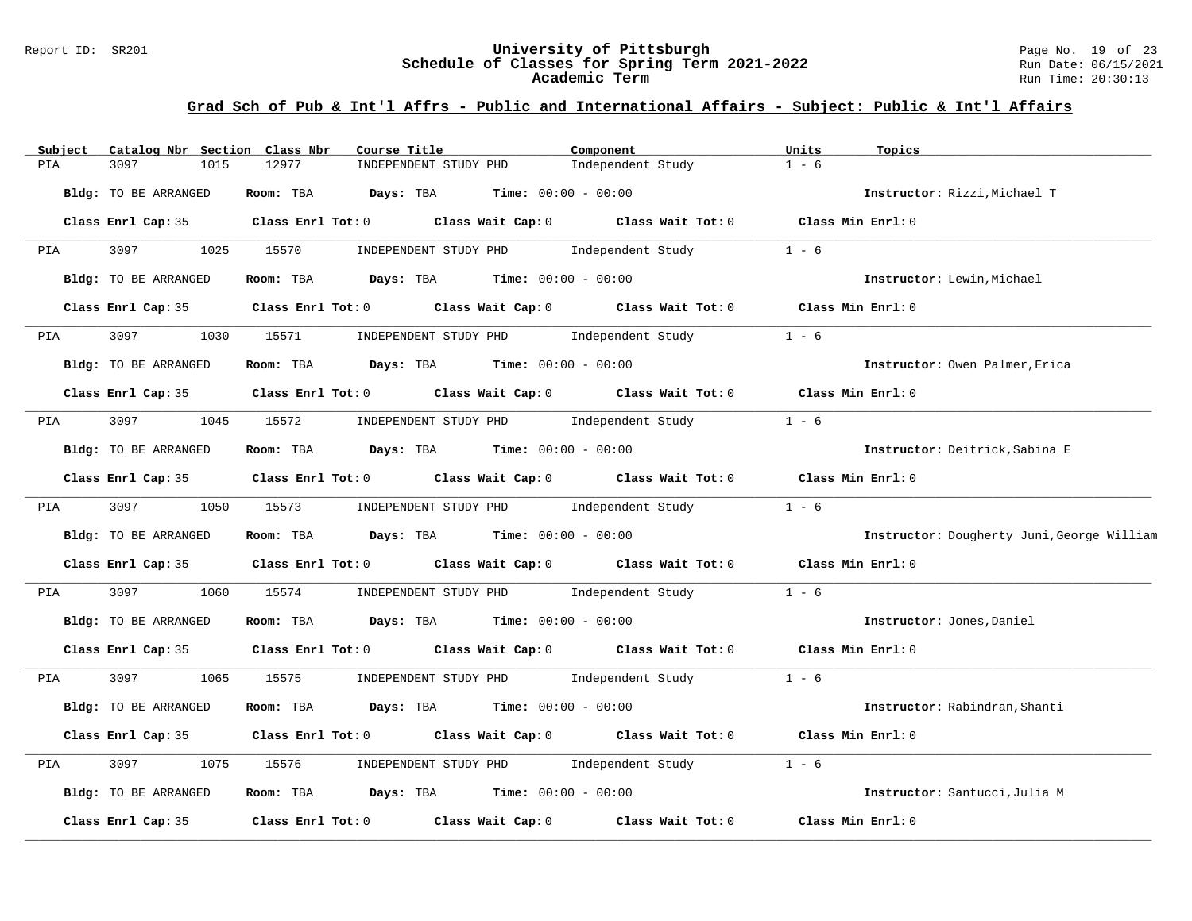## Grad Sch of Pub & Int'l Affrs - Public and International Affairs - Subject: Public & Int'l Affairs

| Subject | Catalog Nbr | Section | Class Nbr | Course Title | Component | Units | Topics |
|---|---|---|---|---|---|---|---|
| PIA | 3097 | 1015 | 12977 | INDEPENDENT STUDY PHD | Independent Study | 1 - 6 | |

**Bldg:** TO BE ARRANGED **Room:** TBA **Days:** TBA **Time:** 00:00 - 00:00 **Instructor:** Rizzi,Michael T

**Class Enrl Cap:** 35 **Class Enrl Tot:** 0 **Class Wait Cap:** 0 **Class Wait Tot:** 0 **Class Min Enrl:** 0

| Subject | Catalog Nbr | Section | Class Nbr | Course Title | Component | Units | Topics |
|---|---|---|---|---|---|---|---|
| PIA | 3097 | 1025 | 15570 | INDEPENDENT STUDY PHD | Independent Study | 1 - 6 | |

**Bldg:** TO BE ARRANGED **Room:** TBA **Days:** TBA **Time:** 00:00 - 00:00 **Instructor:** Lewin,Michael

**Class Enrl Cap:** 35 **Class Enrl Tot:** 0 **Class Wait Cap:** 0 **Class Wait Tot:** 0 **Class Min Enrl:** 0

| Subject | Catalog Nbr | Section | Class Nbr | Course Title | Component | Units | Topics |
|---|---|---|---|---|---|---|---|
| PIA | 3097 | 1030 | 15571 | INDEPENDENT STUDY PHD | Independent Study | 1 - 6 | |

**Bldg:** TO BE ARRANGED **Room:** TBA **Days:** TBA **Time:** 00:00 - 00:00 **Instructor:** Owen Palmer,Erica

**Class Enrl Cap:** 35 **Class Enrl Tot:** 0 **Class Wait Cap:** 0 **Class Wait Tot:** 0 **Class Min Enrl:** 0

| Subject | Catalog Nbr | Section | Class Nbr | Course Title | Component | Units | Topics |
|---|---|---|---|---|---|---|---|
| PIA | 3097 | 1045 | 15572 | INDEPENDENT STUDY PHD | Independent Study | 1 - 6 | |

**Bldg:** TO BE ARRANGED **Room:** TBA **Days:** TBA **Time:** 00:00 - 00:00 **Instructor:** Deitrick,Sabina E

**Class Enrl Cap:** 35 **Class Enrl Tot:** 0 **Class Wait Cap:** 0 **Class Wait Tot:** 0 **Class Min Enrl:** 0

| Subject | Catalog Nbr | Section | Class Nbr | Course Title | Component | Units | Topics |
|---|---|---|---|---|---|---|---|
| PIA | 3097 | 1050 | 15573 | INDEPENDENT STUDY PHD | Independent Study | 1 - 6 | |

**Bldg:** TO BE ARRANGED **Room:** TBA **Days:** TBA **Time:** 00:00 - 00:00 **Instructor:** Dougherty Juni,George William

**Class Enrl Cap:** 35 **Class Enrl Tot:** 0 **Class Wait Cap:** 0 **Class Wait Tot:** 0 **Class Min Enrl:** 0

| Subject | Catalog Nbr | Section | Class Nbr | Course Title | Component | Units | Topics |
|---|---|---|---|---|---|---|---|
| PIA | 3097 | 1060 | 15574 | INDEPENDENT STUDY PHD | Independent Study | 1 - 6 | |

**Bldg:** TO BE ARRANGED **Room:** TBA **Days:** TBA **Time:** 00:00 - 00:00 **Instructor:** Jones,Daniel

**Class Enrl Cap:** 35 **Class Enrl Tot:** 0 **Class Wait Cap:** 0 **Class Wait Tot:** 0 **Class Min Enrl:** 0

| Subject | Catalog Nbr | Section | Class Nbr | Course Title | Component | Units | Topics |
|---|---|---|---|---|---|---|---|
| PIA | 3097 | 1065 | 15575 | INDEPENDENT STUDY PHD | Independent Study | 1 - 6 | |

**Bldg:** TO BE ARRANGED **Room:** TBA **Days:** TBA **Time:** 00:00 - 00:00 **Instructor:** Rabindran,Shanti

**Class Enrl Cap:** 35 **Class Enrl Tot:** 0 **Class Wait Cap:** 0 **Class Wait Tot:** 0 **Class Min Enrl:** 0

| Subject | Catalog Nbr | Section | Class Nbr | Course Title | Component | Units | Topics |
|---|---|---|---|---|---|---|---|
| PIA | 3097 | 1075 | 15576 | INDEPENDENT STUDY PHD | Independent Study | 1 - 6 | |

**Bldg:** TO BE ARRANGED **Room:** TBA **Days:** TBA **Time:** 00:00 - 00:00 **Instructor:** Santucci,Julia M

**Class Enrl Cap:** 35 **Class Enrl Tot:** 0 **Class Wait Cap:** 0 **Class Wait Tot:** 0 **Class Min Enrl:** 0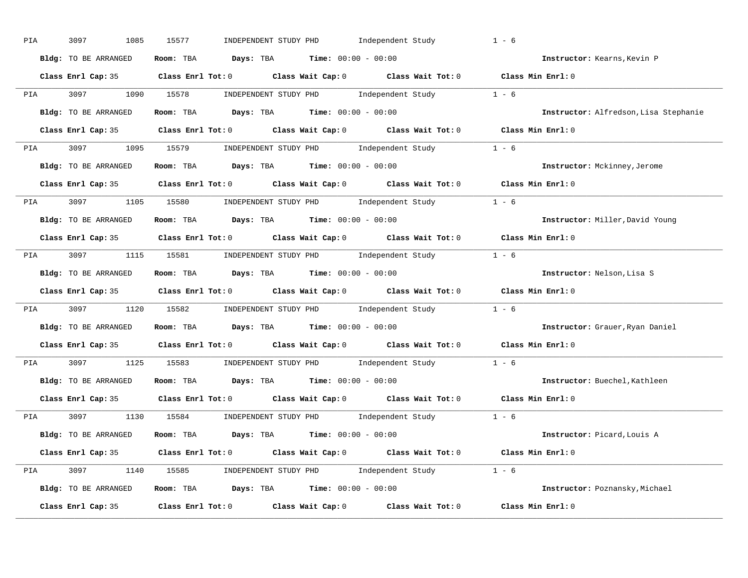PIA 3097 1085 15577 INDEPENDENT STUDY PHD Independent Study 1 - 6

**Bldg:** TO BE ARRANGED **Room:** TBA **Days:** TBA **Time:** 00:00 - 00:00 **Instructor:** Kearns,Kevin P

**Class Enrl Cap:** 35 **Class Enrl Tot:** 0 **Class Wait Cap:** 0 **Class Wait Tot:** 0 **Class Min Enrl:** 0

---

PIA 3097 1090 15578 INDEPENDENT STUDY PHD Independent Study 1 - 6

**Bldg:** TO BE ARRANGED **Room:** TBA **Days:** TBA **Time:** 00:00 - 00:00 **Instructor:** Alfredson,Lisa Stephanie

**Class Enrl Cap:** 35 **Class Enrl Tot:** 0 **Class Wait Cap:** 0 **Class Wait Tot:** 0 **Class Min Enrl:** 0

---

PIA 3097 1095 15579 INDEPENDENT STUDY PHD Independent Study 1 - 6

**Bldg:** TO BE ARRANGED **Room:** TBA **Days:** TBA **Time:** 00:00 - 00:00 **Instructor:** Mckinney,Jerome

**Class Enrl Cap:** 35 **Class Enrl Tot:** 0 **Class Wait Cap:** 0 **Class Wait Tot:** 0 **Class Min Enrl:** 0

---

PIA 3097 1105 15580 INDEPENDENT STUDY PHD Independent Study 1 - 6

**Bldg:** TO BE ARRANGED **Room:** TBA **Days:** TBA **Time:** 00:00 - 00:00 **Instructor:** Miller,David Young

**Class Enrl Cap:** 35 **Class Enrl Tot:** 0 **Class Wait Cap:** 0 **Class Wait Tot:** 0 **Class Min Enrl:** 0

---

PIA 3097 1115 15581 INDEPENDENT STUDY PHD Independent Study 1 - 6

**Bldg:** TO BE ARRANGED **Room:** TBA **Days:** TBA **Time:** 00:00 - 00:00 **Instructor:** Nelson,Lisa S

**Class Enrl Cap:** 35 **Class Enrl Tot:** 0 **Class Wait Cap:** 0 **Class Wait Tot:** 0 **Class Min Enrl:** 0

---

PIA 3097 1120 15582 INDEPENDENT STUDY PHD Independent Study 1 - 6

**Bldg:** TO BE ARRANGED **Room:** TBA **Days:** TBA **Time:** 00:00 - 00:00 **Instructor:** Grauer,Ryan Daniel

**Class Enrl Cap:** 35 **Class Enrl Tot:** 0 **Class Wait Cap:** 0 **Class Wait Tot:** 0 **Class Min Enrl:** 0

---

PIA 3097 1125 15583 INDEPENDENT STUDY PHD Independent Study 1 - 6

**Bldg:** TO BE ARRANGED **Room:** TBA **Days:** TBA **Time:** 00:00 - 00:00 **Instructor:** Buechel,Kathleen

**Class Enrl Cap:** 35 **Class Enrl Tot:** 0 **Class Wait Cap:** 0 **Class Wait Tot:** 0 **Class Min Enrl:** 0

---

PIA 3097 1130 15584 INDEPENDENT STUDY PHD Independent Study 1 - 6

**Bldg:** TO BE ARRANGED **Room:** TBA **Days:** TBA **Time:** 00:00 - 00:00 **Instructor:** Picard,Louis A

**Class Enrl Cap:** 35 **Class Enrl Tot:** 0 **Class Wait Cap:** 0 **Class Wait Tot:** 0 **Class Min Enrl:** 0

---

PIA 3097 1140 15585 INDEPENDENT STUDY PHD Independent Study 1 - 6

**Bldg:** TO BE ARRANGED **Room:** TBA **Days:** TBA **Time:** 00:00 - 00:00 **Instructor:** Poznansky,Michael

**Class Enrl Cap:** 35 **Class Enrl Tot:** 0 **Class Wait Cap:** 0 **Class Wait Tot:** 0 **Class Min Enrl:** 0

---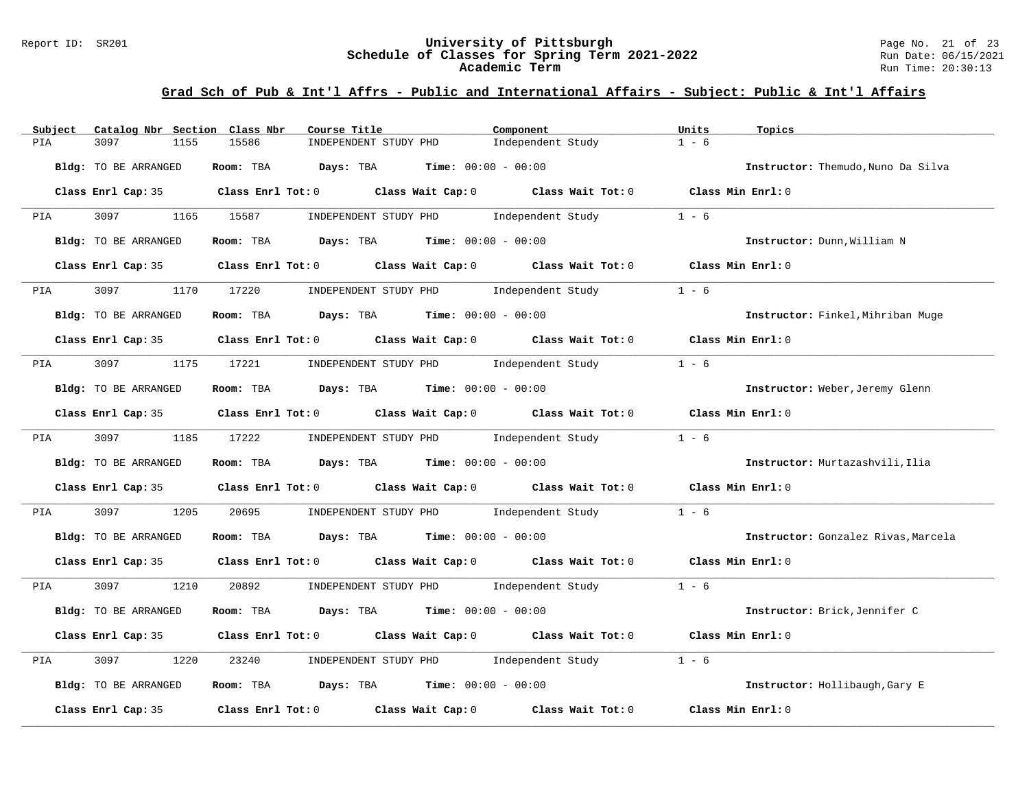## Grad Sch of Pub & Int'l Affrs - Public and International Affairs - Subject: Public & Int'l Affairs

| Subject | Catalog Nbr | Section | Class Nbr | Course Title | Component | Units | Topics |
|---|---|---|---|---|---|---|---|
| PIA | 3097 | 1155 | 15586 | INDEPENDENT STUDY PHD | Independent Study | 1 - 6 | |

**Bldg:** TO BE ARRANGED **Room:** TBA **Days:** TBA **Time:** 00:00 - 00:00 **Instructor:** Themudo,Nuno Da Silva

**Class Enrl Cap:** 35 **Class Enrl Tot:** 0 **Class Wait Cap:** 0 **Class Wait Tot:** 0 **Class Min Enrl:** 0

| Subject | Catalog Nbr | Section | Class Nbr | Course Title | Component | Units | Topics |
|---|---|---|---|---|---|---|---|
| PIA | 3097 | 1165 | 15587 | INDEPENDENT STUDY PHD | Independent Study | 1 - 6 | |

**Bldg:** TO BE ARRANGED **Room:** TBA **Days:** TBA **Time:** 00:00 - 00:00 **Instructor:** Dunn,William N

**Class Enrl Cap:** 35 **Class Enrl Tot:** 0 **Class Wait Cap:** 0 **Class Wait Tot:** 0 **Class Min Enrl:** 0

| Subject | Catalog Nbr | Section | Class Nbr | Course Title | Component | Units | Topics |
|---|---|---|---|---|---|---|---|
| PIA | 3097 | 1170 | 17220 | INDEPENDENT STUDY PHD | Independent Study | 1 - 6 | |

**Bldg:** TO BE ARRANGED **Room:** TBA **Days:** TBA **Time:** 00:00 - 00:00 **Instructor:** Finkel,Mihriban Muge

**Class Enrl Cap:** 35 **Class Enrl Tot:** 0 **Class Wait Cap:** 0 **Class Wait Tot:** 0 **Class Min Enrl:** 0

| Subject | Catalog Nbr | Section | Class Nbr | Course Title | Component | Units | Topics |
|---|---|---|---|---|---|---|---|
| PIA | 3097 | 1175 | 17221 | INDEPENDENT STUDY PHD | Independent Study | 1 - 6 | |

**Bldg:** TO BE ARRANGED **Room:** TBA **Days:** TBA **Time:** 00:00 - 00:00 **Instructor:** Weber,Jeremy Glenn

**Class Enrl Cap:** 35 **Class Enrl Tot:** 0 **Class Wait Cap:** 0 **Class Wait Tot:** 0 **Class Min Enrl:** 0

| Subject | Catalog Nbr | Section | Class Nbr | Course Title | Component | Units | Topics |
|---|---|---|---|---|---|---|---|
| PIA | 3097 | 1185 | 17222 | INDEPENDENT STUDY PHD | Independent Study | 1 - 6 | |

**Bldg:** TO BE ARRANGED **Room:** TBA **Days:** TBA **Time:** 00:00 - 00:00 **Instructor:** Murtazashvili,Ilia

**Class Enrl Cap:** 35 **Class Enrl Tot:** 0 **Class Wait Cap:** 0 **Class Wait Tot:** 0 **Class Min Enrl:** 0

| Subject | Catalog Nbr | Section | Class Nbr | Course Title | Component | Units | Topics |
|---|---|---|---|---|---|---|---|
| PIA | 3097 | 1205 | 20695 | INDEPENDENT STUDY PHD | Independent Study | 1 - 6 | |

**Bldg:** TO BE ARRANGED **Room:** TBA **Days:** TBA **Time:** 00:00 - 00:00 **Instructor:** Gonzalez Rivas,Marcela

**Class Enrl Cap:** 35 **Class Enrl Tot:** 0 **Class Wait Cap:** 0 **Class Wait Tot:** 0 **Class Min Enrl:** 0

| Subject | Catalog Nbr | Section | Class Nbr | Course Title | Component | Units | Topics |
|---|---|---|---|---|---|---|---|
| PIA | 3097 | 1210 | 20892 | INDEPENDENT STUDY PHD | Independent Study | 1 - 6 | |

**Bldg:** TO BE ARRANGED **Room:** TBA **Days:** TBA **Time:** 00:00 - 00:00 **Instructor:** Brick,Jennifer C

**Class Enrl Cap:** 35 **Class Enrl Tot:** 0 **Class Wait Cap:** 0 **Class Wait Tot:** 0 **Class Min Enrl:** 0

| Subject | Catalog Nbr | Section | Class Nbr | Course Title | Component | Units | Topics |
|---|---|---|---|---|---|---|---|
| PIA | 3097 | 1220 | 23240 | INDEPENDENT STUDY PHD | Independent Study | 1 - 6 | |

**Bldg:** TO BE ARRANGED **Room:** TBA **Days:** TBA **Time:** 00:00 - 00:00 **Instructor:** Hollibaugh,Gary E

**Class Enrl Cap:** 35 **Class Enrl Tot:** 0 **Class Wait Cap:** 0 **Class Wait Tot:** 0 **Class Min Enrl:** 0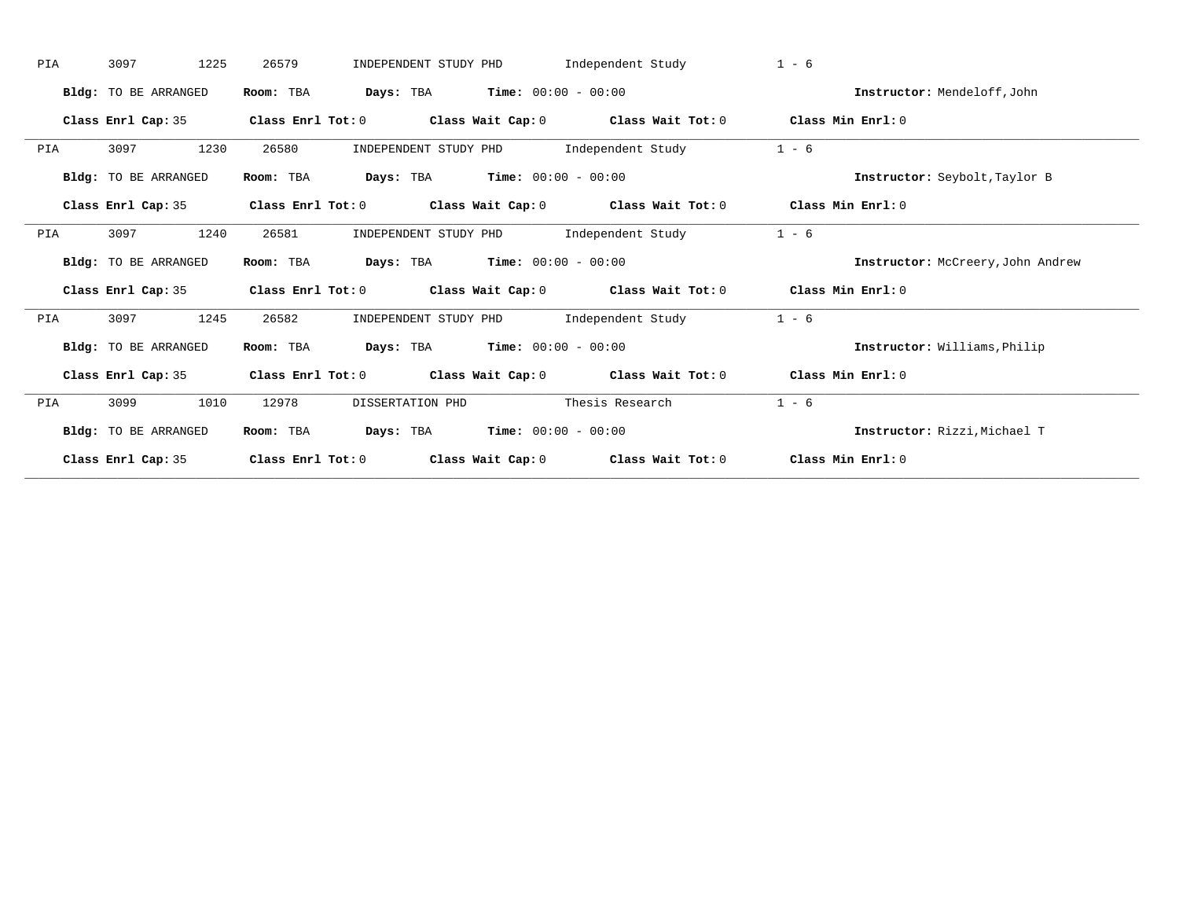PIA 3097 1225 26579 INDEPENDENT STUDY PHD Independent Study 1 - 6

**Bldg:** TO BE ARRANGED **Room:** TBA **Days:** TBA **Time:** 00:00 - 00:00 **Instructor:** Mendeloff,John

**Class Enrl Cap:** 35 **Class Enrl Tot:** 0 **Class Wait Cap:** 0 **Class Wait Tot:** 0 **Class Min Enrl:** 0

---

PIA 3097 1230 26580 INDEPENDENT STUDY PHD Independent Study 1 - 6

**Bldg:** TO BE ARRANGED **Room:** TBA **Days:** TBA **Time:** 00:00 - 00:00 **Instructor:** Seybolt,Taylor B

**Class Enrl Cap:** 35 **Class Enrl Tot:** 0 **Class Wait Cap:** 0 **Class Wait Tot:** 0 **Class Min Enrl:** 0

---

PIA 3097 1240 26581 INDEPENDENT STUDY PHD Independent Study 1 - 6

**Bldg:** TO BE ARRANGED **Room:** TBA **Days:** TBA **Time:** 00:00 - 00:00 **Instructor:** McCreery,John Andrew

**Class Enrl Cap:** 35 **Class Enrl Tot:** 0 **Class Wait Cap:** 0 **Class Wait Tot:** 0 **Class Min Enrl:** 0

---

PIA 3097 1245 26582 INDEPENDENT STUDY PHD Independent Study 1 - 6

**Bldg:** TO BE ARRANGED **Room:** TBA **Days:** TBA **Time:** 00:00 - 00:00 **Instructor:** Williams,Philip

**Class Enrl Cap:** 35 **Class Enrl Tot:** 0 **Class Wait Cap:** 0 **Class Wait Tot:** 0 **Class Min Enrl:** 0

---

PIA 3099 1010 12978 DISSERTATION PHD Thesis Research 1 - 6

**Bldg:** TO BE ARRANGED **Room:** TBA **Days:** TBA **Time:** 00:00 - 00:00 **Instructor:** Rizzi,Michael T

**Class Enrl Cap:** 35 **Class Enrl Tot:** 0 **Class Wait Cap:** 0 **Class Wait Tot:** 0 **Class Min Enrl:** 0

---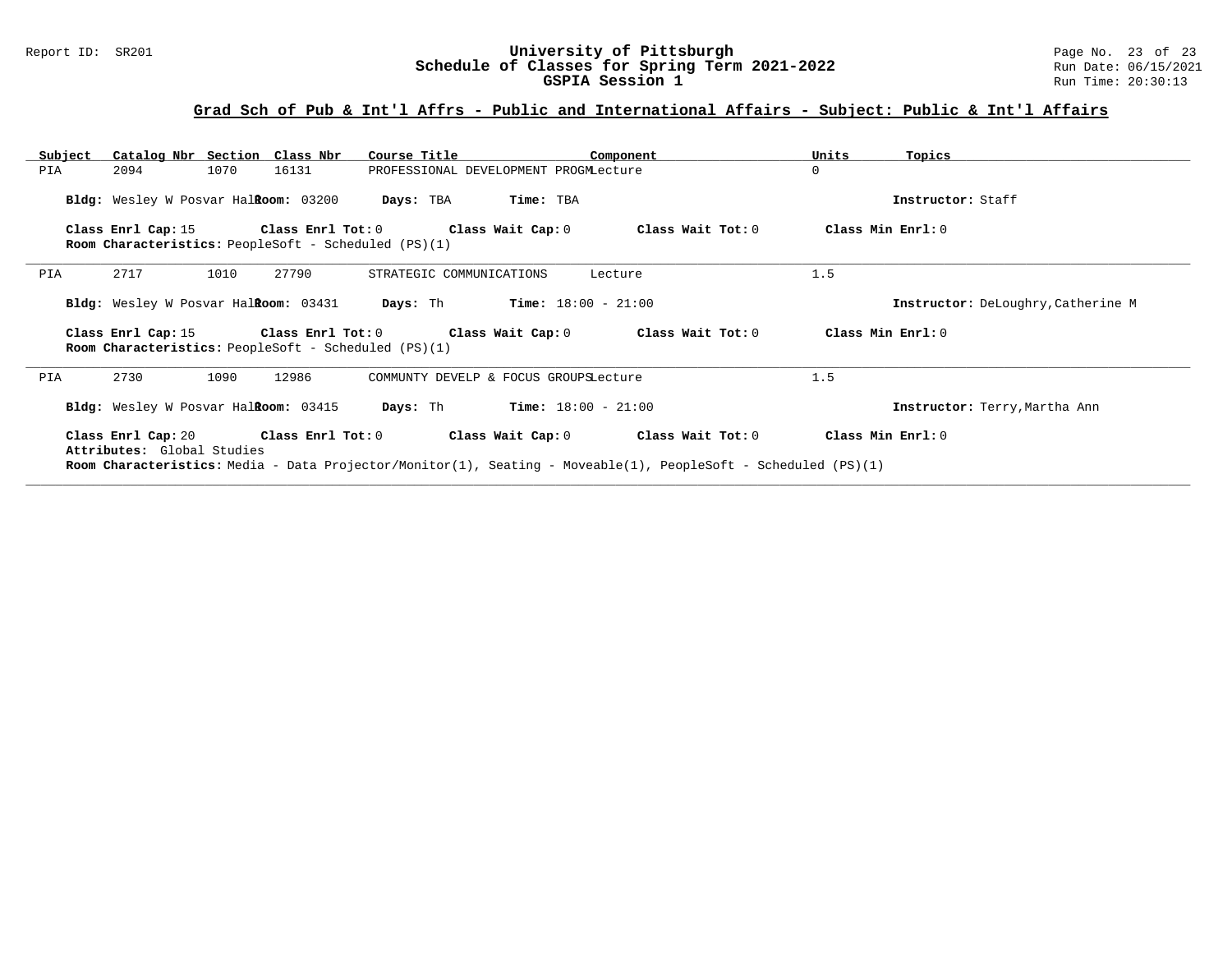## Grad Sch of Pub & Int'l Affrs - Public and International Affairs - Subject: Public & Int'l Affairs

| Subject | Catalog Nbr | Section | Class Nbr | Course Title | Component | Units | Topics |
|---|---|---|---|---|---|---|---|
| PIA | 2094 | 1070 | 16131 | PROFESSIONAL DEVELOPMENT PROGM | Lecture | 0 | |

**Bldg:** Wesley W Posvar Hall **Room:** 03200 **Days:** TBA **Time:** TBA **Instructor:** Staff

**Class Enrl Cap:** 15 **Class Enrl Tot:** 0 **Class Wait Cap:** 0 **Class Wait Tot:** 0 **Class Min Enrl:** 0

**Room Characteristics:** PeopleSoft - Scheduled (PS)(1)

---

| Subject | Catalog Nbr | Section | Class Nbr | Course Title | Component | Units | Topics |
|---|---|---|---|---|---|---|---|
| PIA | 2717 | 1010 | 27790 | STRATEGIC COMMUNICATIONS | Lecture | 1.5 | |

**Bldg:** Wesley W Posvar Hall **Room:** 03431 **Days:** Th **Time:** 18:00 - 21:00 **Instructor:** DeLoughry,Catherine M

**Class Enrl Cap:** 15 **Class Enrl Tot:** 0 **Class Wait Cap:** 0 **Class Wait Tot:** 0 **Class Min Enrl:** 0

**Room Characteristics:** PeopleSoft - Scheduled (PS)(1)

---

| Subject | Catalog Nbr | Section | Class Nbr | Course Title | Component | Units | Topics |
|---|---|---|---|---|---|---|---|
| PIA | 2730 | 1090 | 12986 | COMMUNTY DEVELP & FOCUS GROUPS | Lecture | 1.5 | |

**Bldg:** Wesley W Posvar Hall **Room:** 03415 **Days:** Th **Time:** 18:00 - 21:00 **Instructor:** Terry,Martha Ann

**Class Enrl Cap:** 20 **Class Enrl Tot:** 0 **Class Wait Cap:** 0 **Class Wait Tot:** 0 **Class Min Enrl:** 0

**Attributes:** Global Studies

**Room Characteristics:** Media - Data Projector/Monitor(1), Seating - Moveable(1), PeopleSoft - Scheduled (PS)(1)